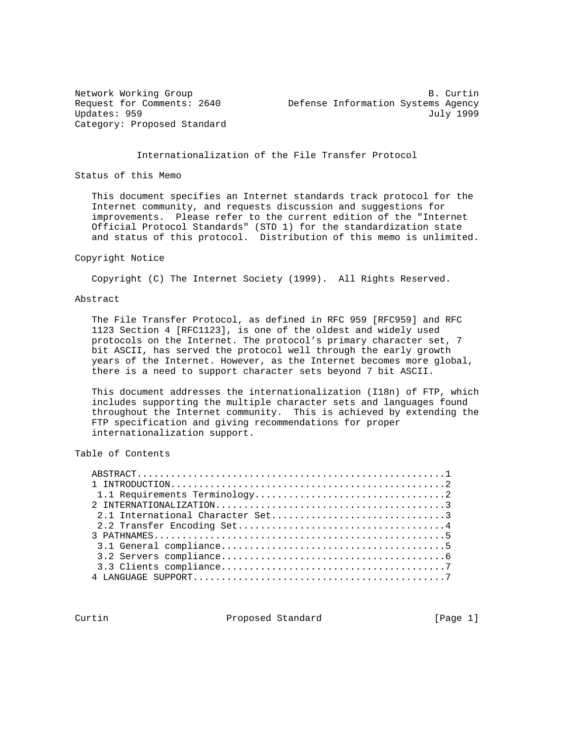Network Working Group B. Curtin
Request for Comments: 2640 Defense Information Systems Agency
Updates: 959 July 1999
Category: Proposed Standard

# Internationalization of the File Transfer Protocol

## Status of this Memo

This document specifies an Internet standards track protocol for the Internet community, and requests discussion and suggestions for improvements. Please refer to the current edition of the "Internet Official Protocol Standards" (STD 1) for the standardization state and status of this protocol. Distribution of this memo is unlimited.

## Copyright Notice

Copyright (C) The Internet Society (1999). All Rights Reserved.

## Abstract

The File Transfer Protocol, as defined in RFC 959 [RFC959] and RFC 1123 Section 4 [RFC1123], is one of the oldest and widely used protocols on the Internet. The protocol's primary character set, 7 bit ASCII, has served the protocol well through the early growth years of the Internet. However, as the Internet becomes more global, there is a need to support character sets beyond 7 bit ASCII.

This document addresses the internationalization (I18n) of FTP, which includes supporting the multiple character sets and languages found throughout the Internet community. This is achieved by extending the FTP specification and giving recommendations for proper internationalization support.

## Table of Contents

```
ABSTRACT.......................................................1
1 INTRODUCTION.................................................2
 1.1 Requirements Terminology..................................2
2 INTERNATIONALIZATION.........................................3
 2.1 International Character Set...............................3
 2.2 Transfer Encoding Set.....................................4
3 PATHNAMES....................................................5
 3.1 General compliance........................................5
 3.2 Servers compliance........................................6
 3.3 Clients compliance........................................7
4 LANGUAGE SUPPORT.............................................7
```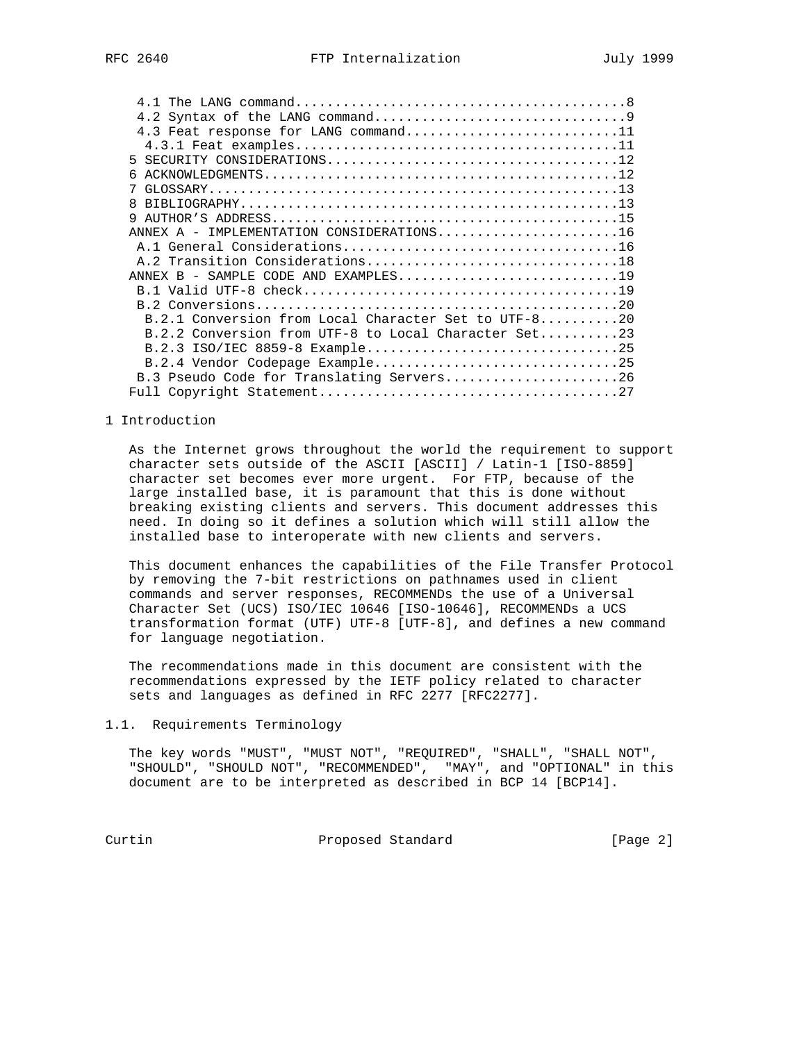4.1 The LANG command.........................................8
4.2 Syntax of the LANG command...............................9
4.3 Feat response for LANG command...........................11
4.3.1 Feat examples..........................................11
5 SECURITY CONSIDERATIONS....................................12
6 ACKNOWLEDGMENTS............................................12
7 GLOSSARY...................................................13
8 BIBLIOGRAPHY...............................................13
9 AUTHOR'S ADDRESS...........................................15
ANNEX A - IMPLEMENTATION CONSIDERATIONS......................16
A.1 General Considerations...................................16
A.2 Transition Considerations................................18
ANNEX B - SAMPLE CODE AND EXAMPLES...........................19
B.1 Valid UTF-8 check........................................19
B.2 Conversions..............................................20
B.2.1 Conversion from Local Character Set to UTF-8...........20
B.2.2 Conversion from UTF-8 to Local Character Set...........23
B.2.3 ISO/IEC 8859-8 Example.................................25
B.2.4 Vendor Codepage Example................................25
B.3 Pseudo Code for Translating Servers......................26
Full Copyright Statement.....................................27

# 1 Introduction

As the Internet grows throughout the world the requirement to support character sets outside of the ASCII [ASCII] / Latin-1 [ISO-8859] character set becomes ever more urgent. For FTP, because of the large installed base, it is paramount that this is done without breaking existing clients and servers. This document addresses this need. In doing so it defines a solution which will still allow the installed base to interoperate with new clients and servers.

This document enhances the capabilities of the File Transfer Protocol by removing the 7-bit restrictions on pathnames used in client commands and server responses, RECOMMENDs the use of a Universal Character Set (UCS) ISO/IEC 10646 [ISO-10646], RECOMMENDs a UCS transformation format (UTF) UTF-8 [UTF-8], and defines a new command for language negotiation.

The recommendations made in this document are consistent with the recommendations expressed by the IETF policy related to character sets and languages as defined in RFC 2277 [RFC2277].

## 1.1. Requirements Terminology

The key words "MUST", "MUST NOT", "REQUIRED", "SHALL", "SHALL NOT", "SHOULD", "SHOULD NOT", "RECOMMENDED", "MAY", and "OPTIONAL" in this document are to be interpreted as described in BCP 14 [BCP14].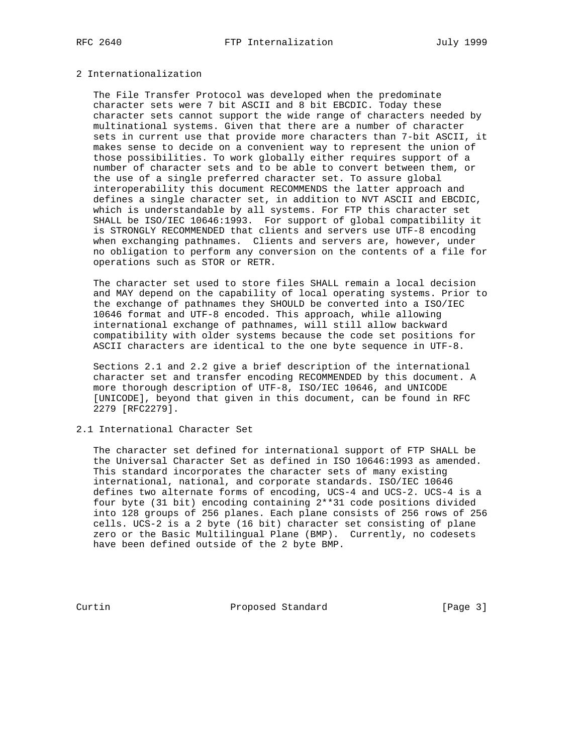## 2 Internationalization

The File Transfer Protocol was developed when the predominate character sets were 7 bit ASCII and 8 bit EBCDIC. Today these character sets cannot support the wide range of characters needed by multinational systems. Given that there are a number of character sets in current use that provide more characters than 7-bit ASCII, it makes sense to decide on a convenient way to represent the union of those possibilities. To work globally either requires support of a number of character sets and to be able to convert between them, or the use of a single preferred character set. To assure global interoperability this document RECOMMENDS the latter approach and defines a single character set, in addition to NVT ASCII and EBCDIC, which is understandable by all systems. For FTP this character set SHALL be ISO/IEC 10646:1993. For support of global compatibility it is STRONGLY RECOMMENDED that clients and servers use UTF-8 encoding when exchanging pathnames. Clients and servers are, however, under no obligation to perform any conversion on the contents of a file for operations such as STOR or RETR.

The character set used to store files SHALL remain a local decision and MAY depend on the capability of local operating systems. Prior to the exchange of pathnames they SHOULD be converted into a ISO/IEC 10646 format and UTF-8 encoded. This approach, while allowing international exchange of pathnames, will still allow backward compatibility with older systems because the code set positions for ASCII characters are identical to the one byte sequence in UTF-8.

Sections 2.1 and 2.2 give a brief description of the international character set and transfer encoding RECOMMENDED by this document. A more thorough description of UTF-8, ISO/IEC 10646, and UNICODE [UNICODE], beyond that given in this document, can be found in RFC 2279 [RFC2279].

### 2.1 International Character Set

The character set defined for international support of FTP SHALL be the Universal Character Set as defined in ISO 10646:1993 as amended. This standard incorporates the character sets of many existing international, national, and corporate standards. ISO/IEC 10646 defines two alternate forms of encoding, UCS-4 and UCS-2. UCS-4 is a four byte (31 bit) encoding containing 2**31 code positions divided into 128 groups of 256 planes. Each plane consists of 256 rows of 256 cells. UCS-2 is a 2 byte (16 bit) character set consisting of plane zero or the Basic Multilingual Plane (BMP). Currently, no codesets have been defined outside of the 2 byte BMP.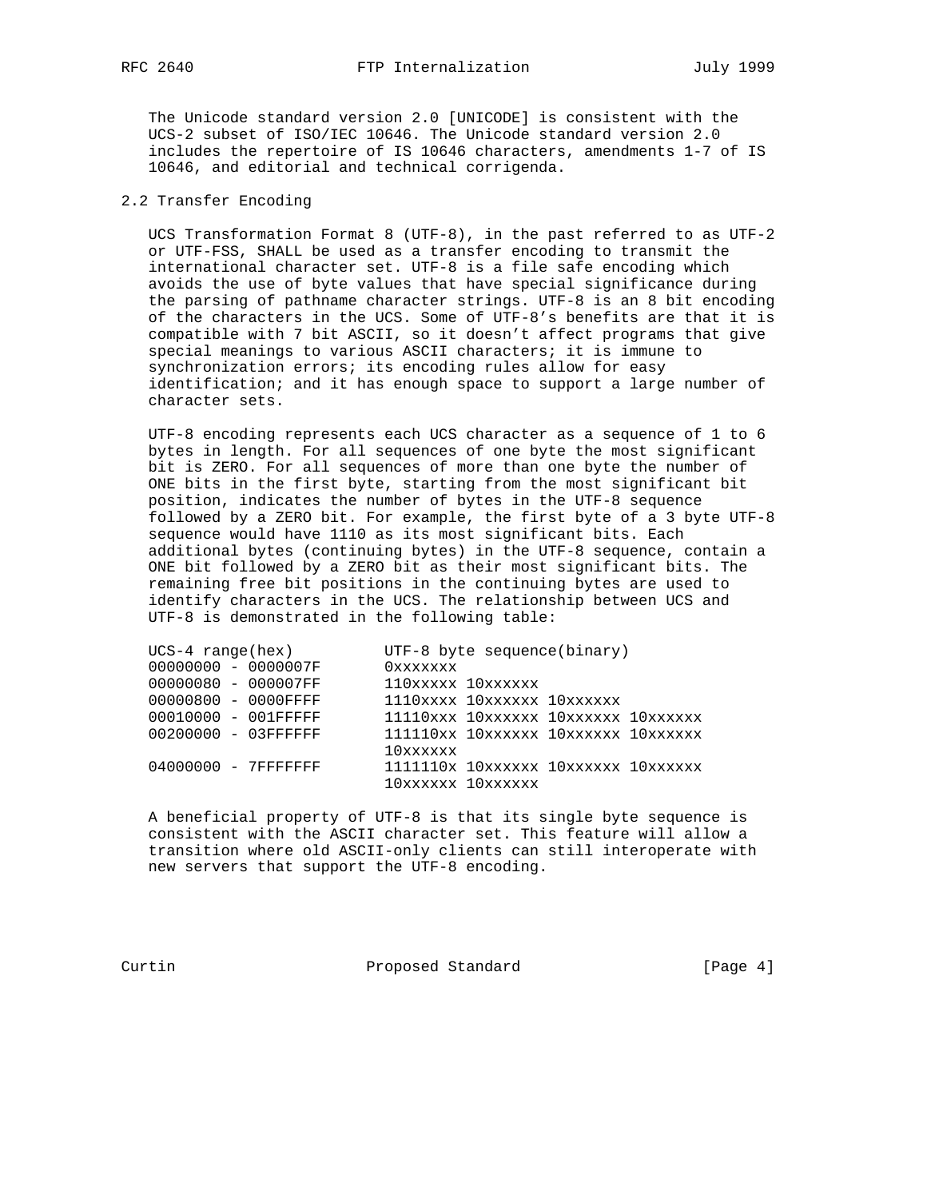The Unicode standard version 2.0 [UNICODE] is consistent with the UCS-2 subset of ISO/IEC 10646. The Unicode standard version 2.0 includes the repertoire of IS 10646 characters, amendments 1-7 of IS 10646, and editorial and technical corrigenda.

## 2.2 Transfer Encoding

UCS Transformation Format 8 (UTF-8), in the past referred to as UTF-2 or UTF-FSS, SHALL be used as a transfer encoding to transmit the international character set. UTF-8 is a file safe encoding which avoids the use of byte values that have special significance during the parsing of pathname character strings. UTF-8 is an 8 bit encoding of the characters in the UCS. Some of UTF-8's benefits are that it is compatible with 7 bit ASCII, so it doesn't affect programs that give special meanings to various ASCII characters; it is immune to synchronization errors; its encoding rules allow for easy identification; and it has enough space to support a large number of character sets.

UTF-8 encoding represents each UCS character as a sequence of 1 to 6 bytes in length. For all sequences of one byte the most significant bit is ZERO. For all sequences of more than one byte the number of ONE bits in the first byte, starting from the most significant bit position, indicates the number of bytes in the UTF-8 sequence followed by a ZERO bit. For example, the first byte of a 3 byte UTF-8 sequence would have 1110 as its most significant bits. Each additional bytes (continuing bytes) in the UTF-8 sequence, contain a ONE bit followed by a ZERO bit as their most significant bits. The remaining free bit positions in the continuing bytes are used to identify characters in the UCS. The relationship between UCS and UTF-8 is demonstrated in the following table:

| UCS-4 range(hex) | UTF-8 byte sequence(binary) |
|---|---|
| 00000000 - 0000007F | 0xxxxxxx |
| 00000080 - 000007FF | 110xxxxx 10xxxxxx |
| 00000800 - 0000FFFF | 1110xxxx 10xxxxxx 10xxxxxx |
| 00010000 - 001FFFFF | 11110xxx 10xxxxxx 10xxxxxx 10xxxxxx |
| 00200000 - 03FFFFFF | 111110xx 10xxxxxx 10xxxxxx 10xxxxxx 10xxxxxx |
| 04000000 - 7FFFFFFF | 1111110x 10xxxxxx 10xxxxxx 10xxxxxx 10xxxxxx 10xxxxxx |

A beneficial property of UTF-8 is that its single byte sequence is consistent with the ASCII character set. This feature will allow a transition where old ASCII-only clients can still interoperate with new servers that support the UTF-8 encoding.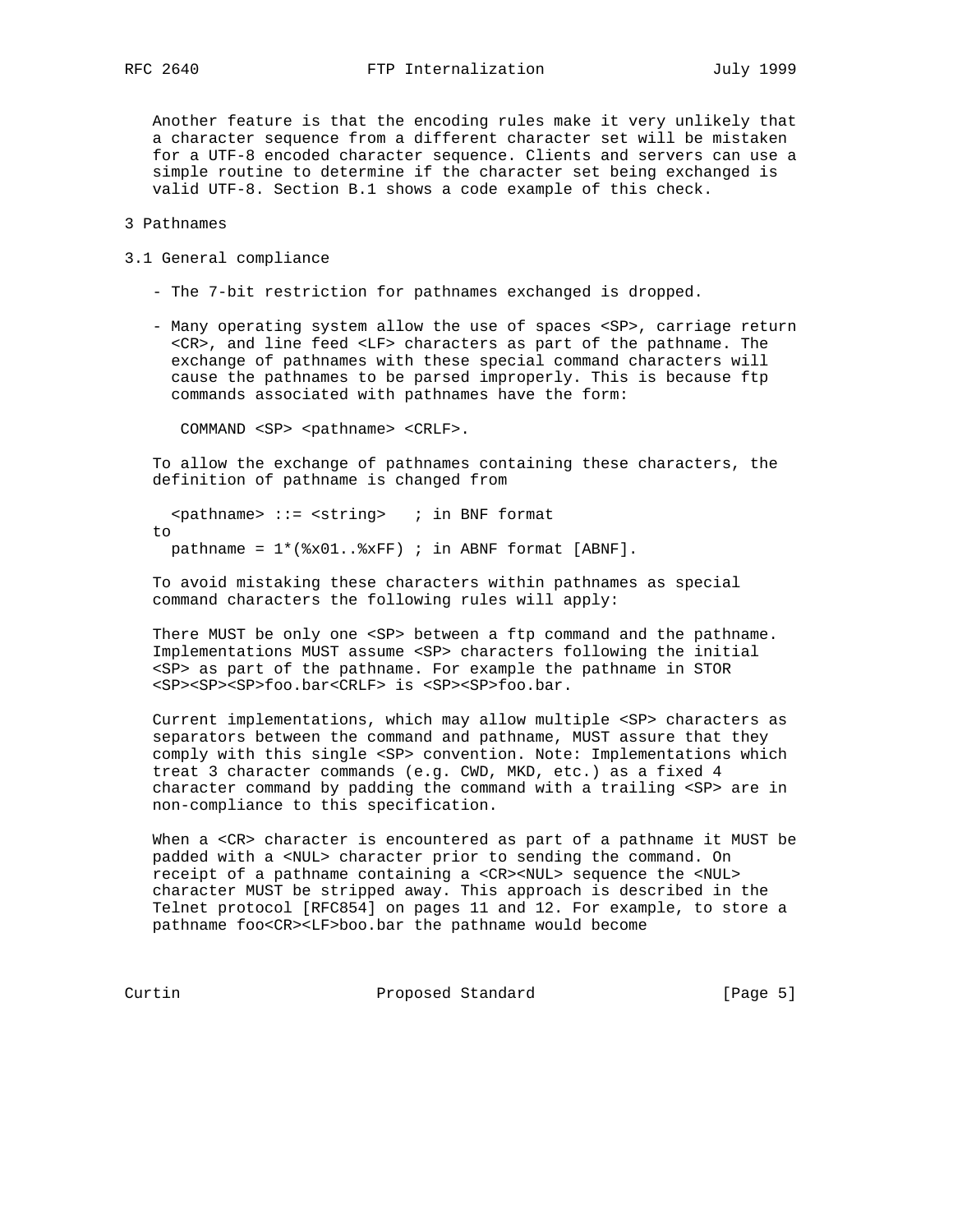Another feature is that the encoding rules make it very unlikely that a character sequence from a different character set will be mistaken for a UTF-8 encoded character sequence. Clients and servers can use a simple routine to determine if the character set being exchanged is valid UTF-8. Section B.1 shows a code example of this check.

## 3 Pathnames

### 3.1 General compliance

- The 7-bit restriction for pathnames exchanged is dropped.

- Many operating system allow the use of spaces <SP>, carriage return <CR>, and line feed <LF> characters as part of the pathname. The exchange of pathnames with these special command characters will cause the pathnames to be parsed improperly. This is because ftp commands associated with pathnames have the form:

```
COMMAND <SP> <pathname> <CRLF>.
```

To allow the exchange of pathnames containing these characters, the definition of pathname is changed from

```
  <pathname> ::= <string>   ; in BNF format
to
  pathname = 1*(%x01..%xFF) ; in ABNF format [ABNF].
```

To avoid mistaking these characters within pathnames as special command characters the following rules will apply:

There MUST be only one <SP> between a ftp command and the pathname. Implementations MUST assume <SP> characters following the initial <SP> as part of the pathname. For example the pathname in STOR <SP><SP><SP>foo.bar<CRLF> is <SP><SP>foo.bar.

Current implementations, which may allow multiple <SP> characters as separators between the command and pathname, MUST assure that they comply with this single <SP> convention. Note: Implementations which treat 3 character commands (e.g. CWD, MKD, etc.) as a fixed 4 character command by padding the command with a trailing <SP> are in non-compliance to this specification.

When a <CR> character is encountered as part of a pathname it MUST be padded with a <NUL> character prior to sending the command. On receipt of a pathname containing a <CR><NUL> sequence the <NUL> character MUST be stripped away. This approach is described in the Telnet protocol [RFC854] on pages 11 and 12. For example, to store a pathname foo<CR><LF>boo.bar the pathname would become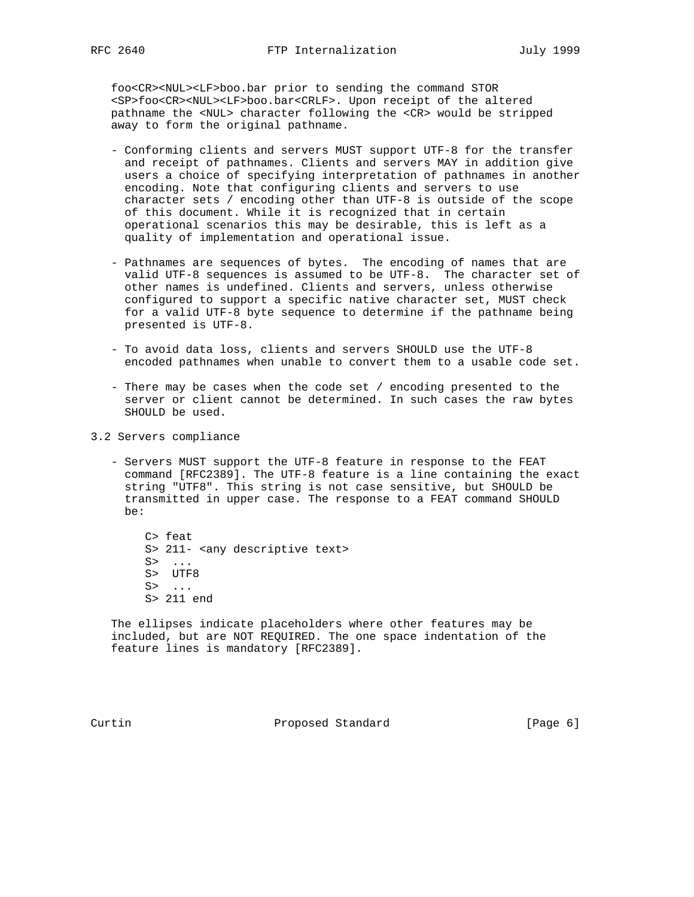foo<CR><NUL><LF>boo.bar prior to sending the command STOR <SP>foo<CR><NUL><LF>boo.bar<CRLF>. Upon receipt of the altered pathname the <NUL> character following the <CR> would be stripped away to form the original pathname.

- Conforming clients and servers MUST support UTF-8 for the transfer and receipt of pathnames. Clients and servers MAY in addition give users a choice of specifying interpretation of pathnames in another encoding. Note that configuring clients and servers to use character sets / encoding other than UTF-8 is outside of the scope of this document. While it is recognized that in certain operational scenarios this may be desirable, this is left as a quality of implementation and operational issue.

- Pathnames are sequences of bytes. The encoding of names that are valid UTF-8 sequences is assumed to be UTF-8. The character set of other names is undefined. Clients and servers, unless otherwise configured to support a specific native character set, MUST check for a valid UTF-8 byte sequence to determine if the pathname being presented is UTF-8.

- To avoid data loss, clients and servers SHOULD use the UTF-8 encoded pathnames when unable to convert them to a usable code set.

- There may be cases when the code set / encoding presented to the server or client cannot be determined. In such cases the raw bytes SHOULD be used.

## 3.2 Servers compliance

- Servers MUST support the UTF-8 feature in response to the FEAT command [RFC2389]. The UTF-8 feature is a line containing the exact string "UTF8". This string is not case sensitive, but SHOULD be transmitted in upper case. The response to a FEAT command SHOULD be:

```
C> feat
S> 211- <any descriptive text>
S>  ...
S>  UTF8
S>  ...
S> 211 end
```

The ellipses indicate placeholders where other features may be included, but are NOT REQUIRED. The one space indentation of the feature lines is mandatory [RFC2389].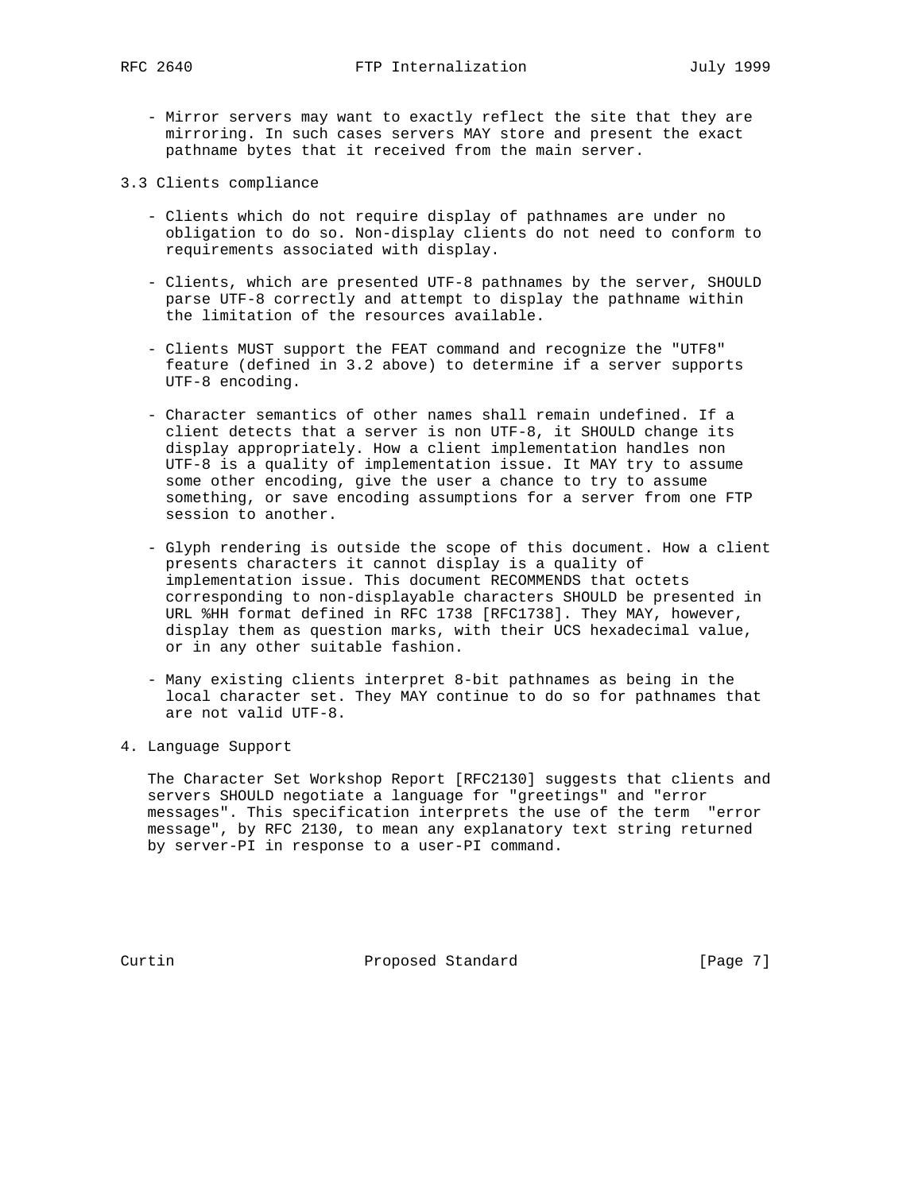- Mirror servers may want to exactly reflect the site that they are mirroring. In such cases servers MAY store and present the exact pathname bytes that it received from the main server.

### 3.3 Clients compliance

- Clients which do not require display of pathnames are under no obligation to do so. Non-display clients do not need to conform to requirements associated with display.

- Clients, which are presented UTF-8 pathnames by the server, SHOULD parse UTF-8 correctly and attempt to display the pathname within the limitation of the resources available.

- Clients MUST support the FEAT command and recognize the "UTF8" feature (defined in 3.2 above) to determine if a server supports UTF-8 encoding.

- Character semantics of other names shall remain undefined. If a client detects that a server is non UTF-8, it SHOULD change its display appropriately. How a client implementation handles non UTF-8 is a quality of implementation issue. It MAY try to assume some other encoding, give the user a chance to try to assume something, or save encoding assumptions for a server from one FTP session to another.

- Glyph rendering is outside the scope of this document. How a client presents characters it cannot display is a quality of implementation issue. This document RECOMMENDS that octets corresponding to non-displayable characters SHOULD be presented in URL %HH format defined in RFC 1738 [RFC1738]. They MAY, however, display them as question marks, with their UCS hexadecimal value, or in any other suitable fashion.

- Many existing clients interpret 8-bit pathnames as being in the local character set. They MAY continue to do so for pathnames that are not valid UTF-8.

## 4. Language Support

The Character Set Workshop Report [RFC2130] suggests that clients and servers SHOULD negotiate a language for "greetings" and "error messages". This specification interprets the use of the term "error message", by RFC 2130, to mean any explanatory text string returned by server-PI in response to a user-PI command.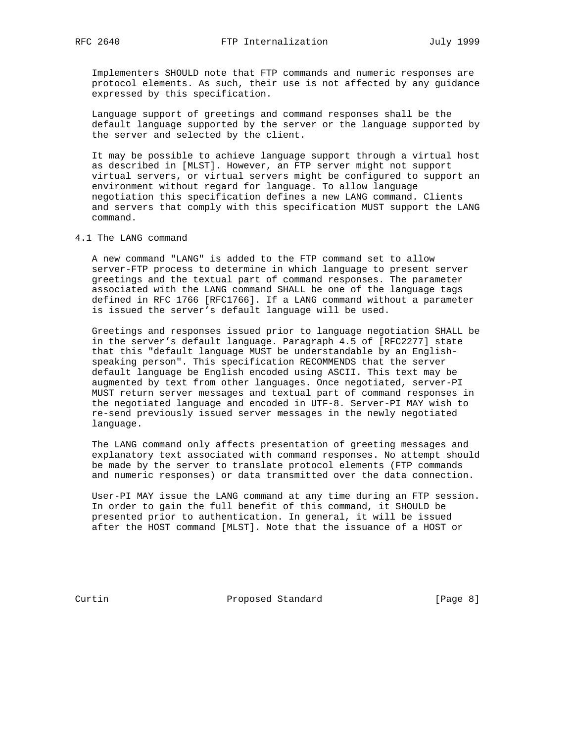Implementers SHOULD note that FTP commands and numeric responses are protocol elements. As such, their use is not affected by any guidance expressed by this specification.

Language support of greetings and command responses shall be the default language supported by the server or the language supported by the server and selected by the client.

It may be possible to achieve language support through a virtual host as described in [MLST]. However, an FTP server might not support virtual servers, or virtual servers might be configured to support an environment without regard for language. To allow language negotiation this specification defines a new LANG command. Clients and servers that comply with this specification MUST support the LANG command.

## 4.1 The LANG command

A new command "LANG" is added to the FTP command set to allow server-FTP process to determine in which language to present server greetings and the textual part of command responses. The parameter associated with the LANG command SHALL be one of the language tags defined in RFC 1766 [RFC1766]. If a LANG command without a parameter is issued the server's default language will be used.

Greetings and responses issued prior to language negotiation SHALL be in the server's default language. Paragraph 4.5 of [RFC2277] state that this "default language MUST be understandable by an English-speaking person". This specification RECOMMENDS that the server default language be English encoded using ASCII. This text may be augmented by text from other languages. Once negotiated, server-PI MUST return server messages and textual part of command responses in the negotiated language and encoded in UTF-8. Server-PI MAY wish to re-send previously issued server messages in the newly negotiated language.

The LANG command only affects presentation of greeting messages and explanatory text associated with command responses. No attempt should be made by the server to translate protocol elements (FTP commands and numeric responses) or data transmitted over the data connection.

User-PI MAY issue the LANG command at any time during an FTP session. In order to gain the full benefit of this command, it SHOULD be presented prior to authentication. In general, it will be issued after the HOST command [MLST]. Note that the issuance of a HOST or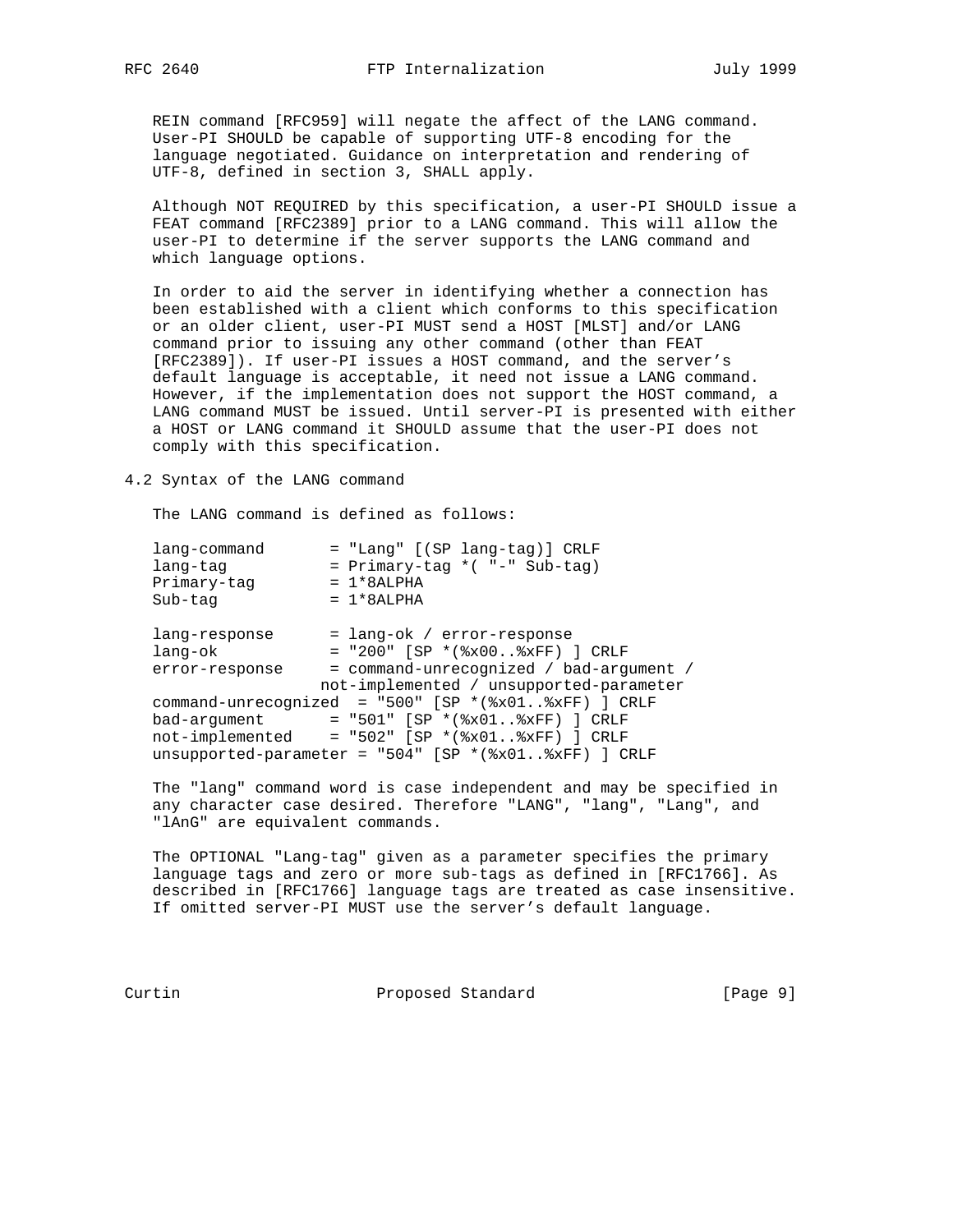REIN command [RFC959] will negate the affect of the LANG command. User-PI SHOULD be capable of supporting UTF-8 encoding for the language negotiated. Guidance on interpretation and rendering of UTF-8, defined in section 3, SHALL apply.

Although NOT REQUIRED by this specification, a user-PI SHOULD issue a FEAT command [RFC2389] prior to a LANG command. This will allow the user-PI to determine if the server supports the LANG command and which language options.

In order to aid the server in identifying whether a connection has been established with a client which conforms to this specification or an older client, user-PI MUST send a HOST [MLST] and/or LANG command prior to issuing any other command (other than FEAT [RFC2389]). If user-PI issues a HOST command, and the server's default language is acceptable, it need not issue a LANG command. However, if the implementation does not support the HOST command, a LANG command MUST be issued. Until server-PI is presented with either a HOST or LANG command it SHOULD assume that the user-PI does not comply with this specification.

## 4.2 Syntax of the LANG command

The LANG command is defined as follows:

```
lang-command       = "Lang" [(SP lang-tag)] CRLF
lang-tag           = Primary-tag *( "-" Sub-tag)
Primary-tag        = 1*8ALPHA
Sub-tag            = 1*8ALPHA

lang-response      = lang-ok / error-response
lang-ok            = "200" [SP *(%x00..%xFF) ] CRLF
error-response     = command-unrecognized / bad-argument /
                  not-implemented / unsupported-parameter
command-unrecognized  = "500" [SP *(%x01..%xFF) ] CRLF
bad-argument       = "501" [SP *(%x01..%xFF) ] CRLF
not-implemented    = "502" [SP *(%x01..%xFF) ] CRLF
unsupported-parameter = "504" [SP *(%x01..%xFF) ] CRLF
```

The "lang" command word is case independent and may be specified in any character case desired. Therefore "LANG", "lang", "Lang", and "lAnG" are equivalent commands.

The OPTIONAL "Lang-tag" given as a parameter specifies the primary language tags and zero or more sub-tags as defined in [RFC1766]. As described in [RFC1766] language tags are treated as case insensitive. If omitted server-PI MUST use the server's default language.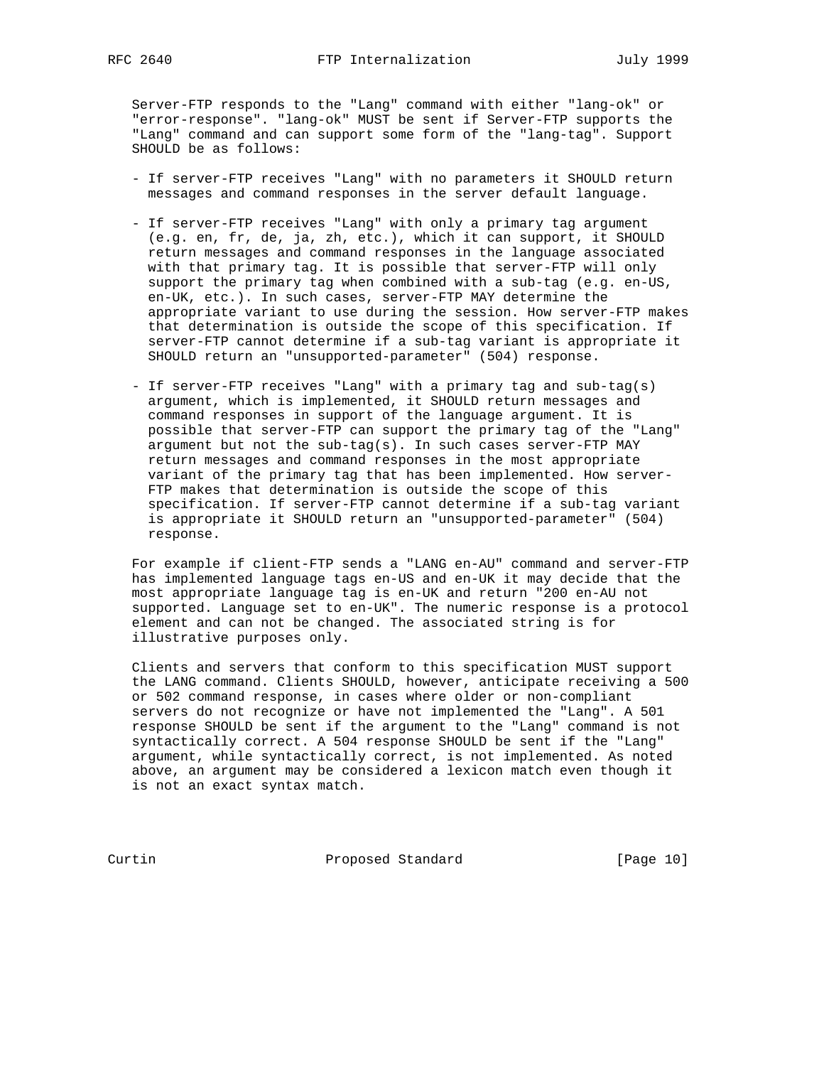Server-FTP responds to the "Lang" command with either "lang-ok" or "error-response". "lang-ok" MUST be sent if Server-FTP supports the "Lang" command and can support some form of the "lang-tag". Support SHOULD be as follows:

- If server-FTP receives "Lang" with no parameters it SHOULD return messages and command responses in the server default language.

- If server-FTP receives "Lang" with only a primary tag argument (e.g. en, fr, de, ja, zh, etc.), which it can support, it SHOULD return messages and command responses in the language associated with that primary tag. It is possible that server-FTP will only support the primary tag when combined with a sub-tag (e.g. en-US, en-UK, etc.). In such cases, server-FTP MAY determine the appropriate variant to use during the session. How server-FTP makes that determination is outside the scope of this specification. If server-FTP cannot determine if a sub-tag variant is appropriate it SHOULD return an "unsupported-parameter" (504) response.

- If server-FTP receives "Lang" with a primary tag and sub-tag(s) argument, which is implemented, it SHOULD return messages and command responses in support of the language argument. It is possible that server-FTP can support the primary tag of the "Lang" argument but not the sub-tag(s). In such cases server-FTP MAY return messages and command responses in the most appropriate variant of the primary tag that has been implemented. How server-FTP makes that determination is outside the scope of this specification. If server-FTP cannot determine if a sub-tag variant is appropriate it SHOULD return an "unsupported-parameter" (504) response.

For example if client-FTP sends a "LANG en-AU" command and server-FTP has implemented language tags en-US and en-UK it may decide that the most appropriate language tag is en-UK and return "200 en-AU not supported. Language set to en-UK". The numeric response is a protocol element and can not be changed. The associated string is for illustrative purposes only.

Clients and servers that conform to this specification MUST support the LANG command. Clients SHOULD, however, anticipate receiving a 500 or 502 command response, in cases where older or non-compliant servers do not recognize or have not implemented the "Lang". A 501 response SHOULD be sent if the argument to the "Lang" command is not syntactically correct. A 504 response SHOULD be sent if the "Lang" argument, while syntactically correct, is not implemented. As noted above, an argument may be considered a lexicon match even though it is not an exact syntax match.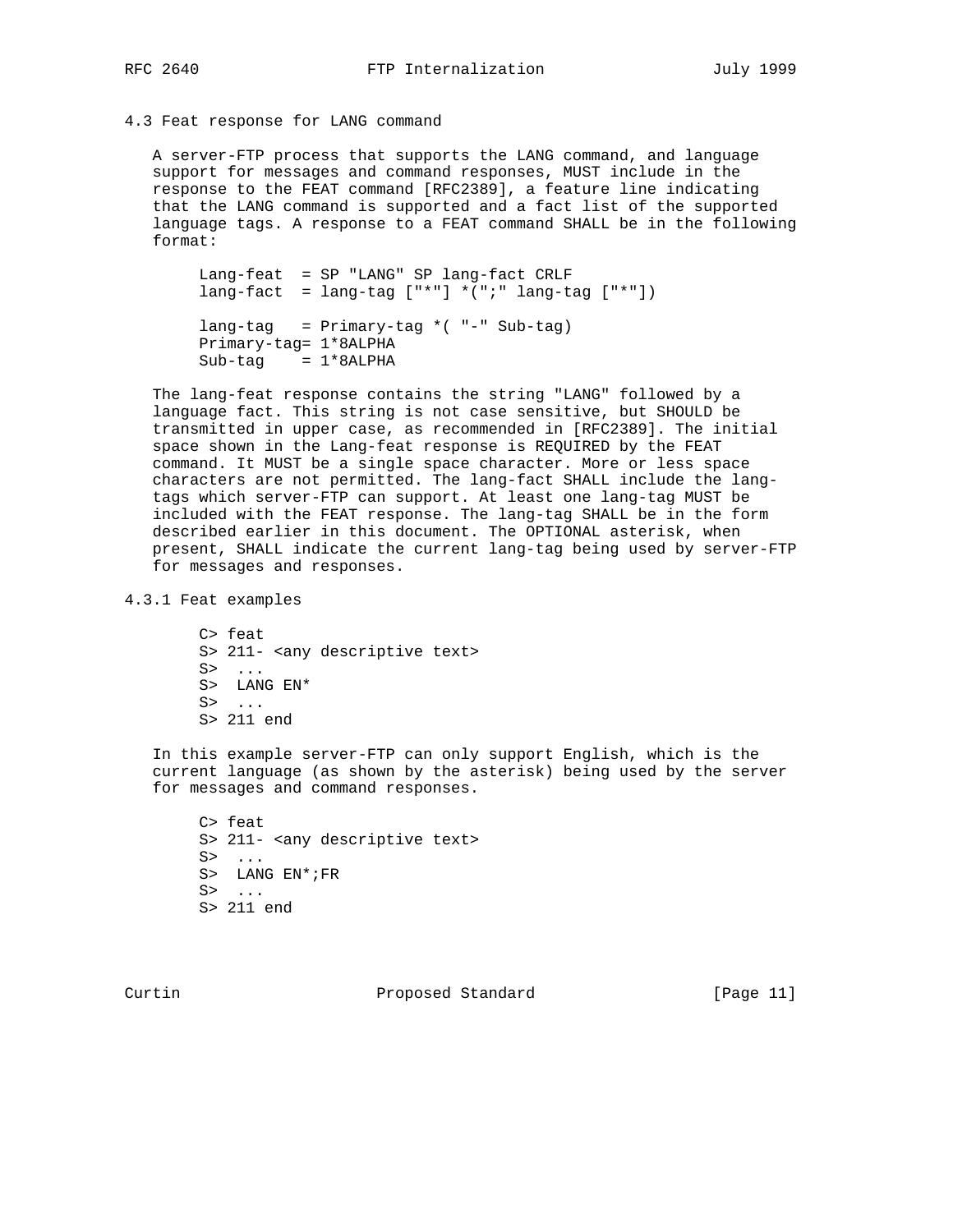### 4.3 Feat response for LANG command

A server-FTP process that supports the LANG command, and language support for messages and command responses, MUST include in the response to the FEAT command [RFC2389], a feature line indicating that the LANG command is supported and a fact list of the supported language tags. A response to a FEAT command SHALL be in the following format:

```
Lang-feat  = SP "LANG" SP lang-fact CRLF
lang-fact  = lang-tag ["*"] *(";" lang-tag ["*"])

lang-tag   = Primary-tag *( "-" Sub-tag)
Primary-tag= 1*8ALPHA
Sub-tag    = 1*8ALPHA
```

The lang-feat response contains the string "LANG" followed by a language fact. This string is not case sensitive, but SHOULD be transmitted in upper case, as recommended in [RFC2389]. The initial space shown in the Lang-feat response is REQUIRED by the FEAT command. It MUST be a single space character. More or less space characters are not permitted. The lang-fact SHALL include the lang-tags which server-FTP can support. At least one lang-tag MUST be included with the FEAT response. The lang-tag SHALL be in the form described earlier in this document. The OPTIONAL asterisk, when present, SHALL indicate the current lang-tag being used by server-FTP for messages and responses.

#### 4.3.1 Feat examples

```
C> feat
S> 211- <any descriptive text>
S>  ...
S>  LANG EN*
S>  ...
S> 211 end
```

In this example server-FTP can only support English, which is the current language (as shown by the asterisk) being used by the server for messages and command responses.

```
C> feat
S> 211- <any descriptive text>
S>  ...
S>  LANG EN*;FR
S>  ...
S> 211 end
```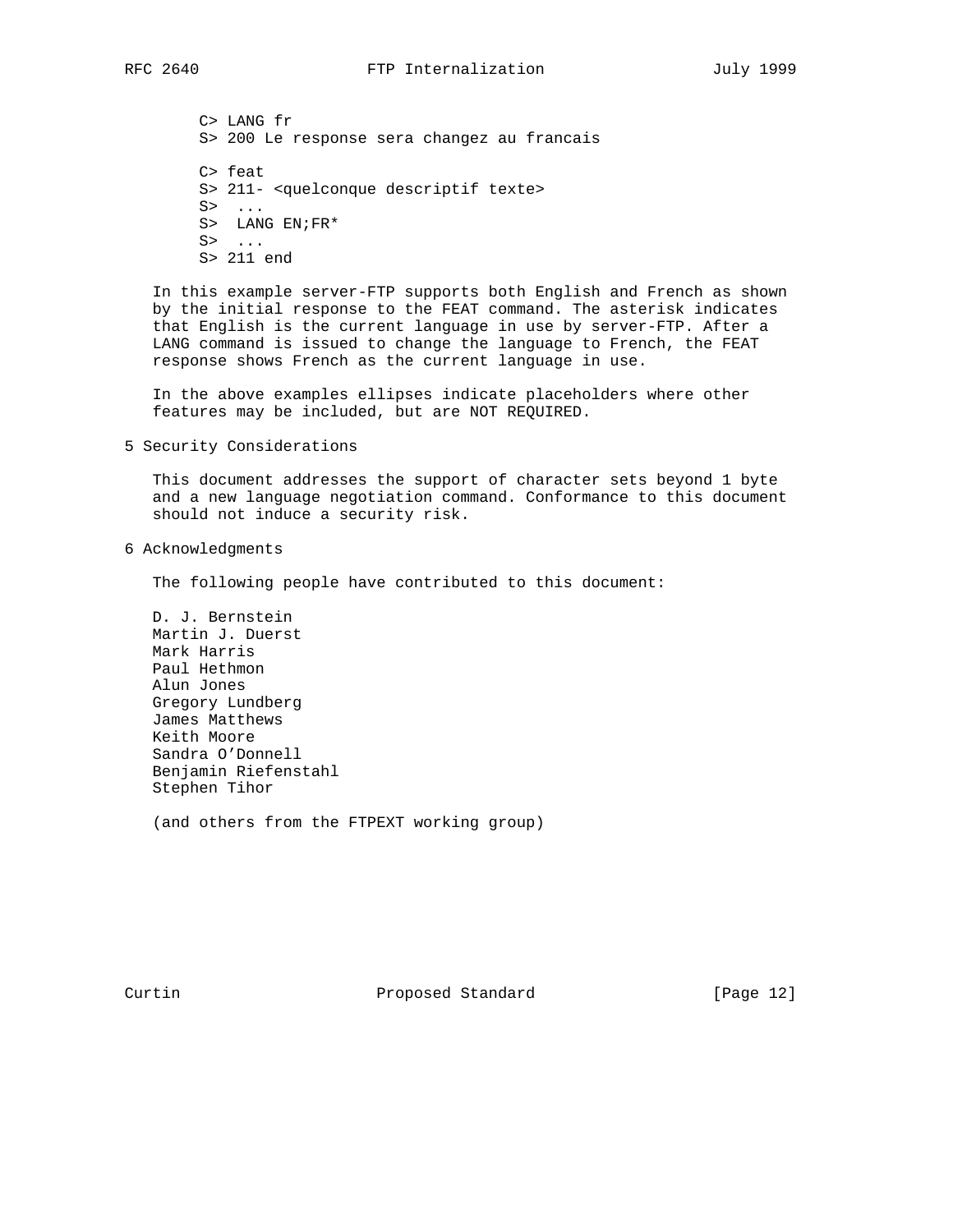```
C> LANG fr
S> 200 Le response sera changez au francais

C> feat
S> 211- <quelconque descriptif texte>
S>  ...
S>  LANG EN;FR*
S>  ...
S> 211 end
```

In this example server-FTP supports both English and French as shown by the initial response to the FEAT command. The asterisk indicates that English is the current language in use by server-FTP. After a LANG command is issued to change the language to French, the FEAT response shows French as the current language in use.

In the above examples ellipses indicate placeholders where other features may be included, but are NOT REQUIRED.

## 5 Security Considerations

This document addresses the support of character sets beyond 1 byte and a new language negotiation command. Conformance to this document should not induce a security risk.

## 6 Acknowledgments

The following people have contributed to this document:

D. J. Bernstein
Martin J. Duerst
Mark Harris
Paul Hethmon
Alun Jones
Gregory Lundberg
James Matthews
Keith Moore
Sandra O'Donnell
Benjamin Riefenstahl
Stephen Tihor

(and others from the FTPEXT working group)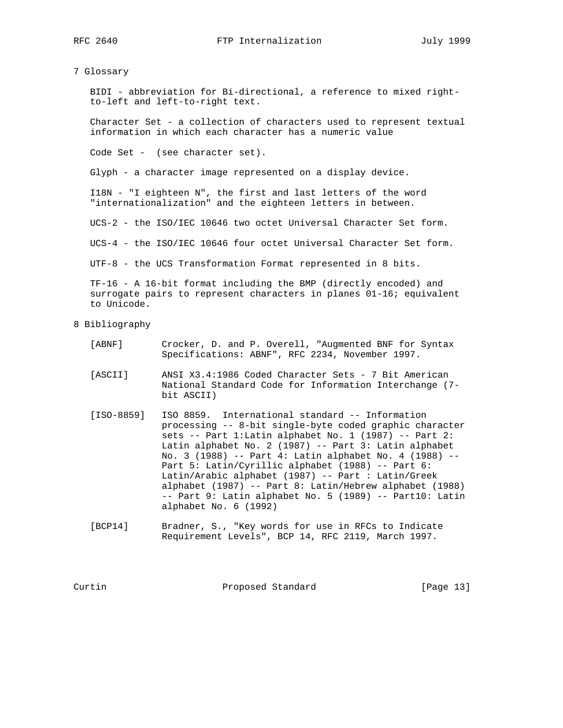## 7 Glossary

BIDI - abbreviation for Bi-directional, a reference to mixed right-to-left and left-to-right text.

Character Set - a collection of characters used to represent textual information in which each character has a numeric value

Code Set - (see character set).

Glyph - a character image represented on a display device.

I18N - "I eighteen N", the first and last letters of the word "internationalization" and the eighteen letters in between.

UCS-2 - the ISO/IEC 10646 two octet Universal Character Set form.

UCS-4 - the ISO/IEC 10646 four octet Universal Character Set form.

UTF-8 - the UCS Transformation Format represented in 8 bits.

TF-16 - A 16-bit format including the BMP (directly encoded) and surrogate pairs to represent characters in planes 01-16; equivalent to Unicode.

## 8 Bibliography

[ABNF] Crocker, D. and P. Overell, "Augmented BNF for Syntax Specifications: ABNF", RFC 2234, November 1997.

[ASCII] ANSI X3.4:1986 Coded Character Sets - 7 Bit American National Standard Code for Information Interchange (7-bit ASCII)

[ISO-8859] ISO 8859. International standard -- Information processing -- 8-bit single-byte coded graphic character sets -- Part 1:Latin alphabet No. 1 (1987) -- Part 2: Latin alphabet No. 2 (1987) -- Part 3: Latin alphabet No. 3 (1988) -- Part 4: Latin alphabet No. 4 (1988) -- Part 5: Latin/Cyrillic alphabet (1988) -- Part 6: Latin/Arabic alphabet (1987) -- Part : Latin/Greek alphabet (1987) -- Part 8: Latin/Hebrew alphabet (1988) -- Part 9: Latin alphabet No. 5 (1989) -- Part10: Latin alphabet No. 6 (1992)

[BCP14] Bradner, S., "Key words for use in RFCs to Indicate Requirement Levels", BCP 14, RFC 2119, March 1997.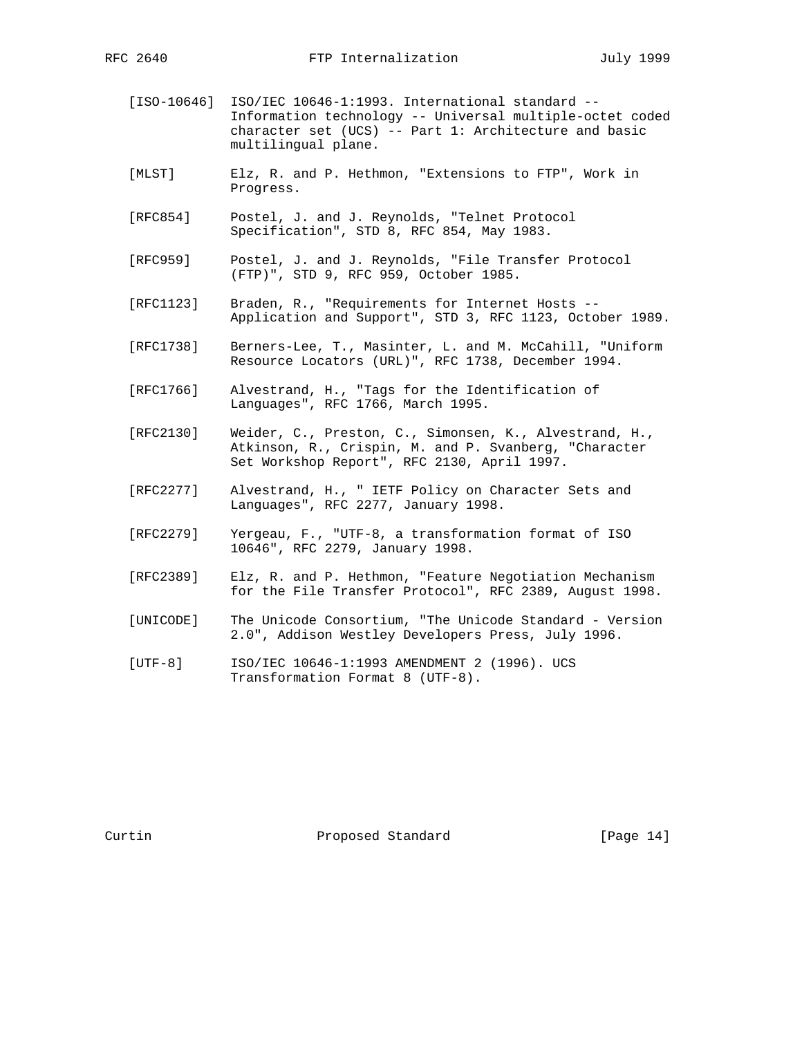[ISO-10646] ISO/IEC 10646-1:1993. International standard -- Information technology -- Universal multiple-octet coded character set (UCS) -- Part 1: Architecture and basic multilingual plane.

[MLST] Elz, R. and P. Hethmon, "Extensions to FTP", Work in Progress.

[RFC854] Postel, J. and J. Reynolds, "Telnet Protocol Specification", STD 8, RFC 854, May 1983.

[RFC959] Postel, J. and J. Reynolds, "File Transfer Protocol (FTP)", STD 9, RFC 959, October 1985.

[RFC1123] Braden, R., "Requirements for Internet Hosts -- Application and Support", STD 3, RFC 1123, October 1989.

[RFC1738] Berners-Lee, T., Masinter, L. and M. McCahill, "Uniform Resource Locators (URL)", RFC 1738, December 1994.

[RFC1766] Alvestrand, H., "Tags for the Identification of Languages", RFC 1766, March 1995.

[RFC2130] Weider, C., Preston, C., Simonsen, K., Alvestrand, H., Atkinson, R., Crispin, M. and P. Svanberg, "Character Set Workshop Report", RFC 2130, April 1997.

[RFC2277] Alvestrand, H., " IETF Policy on Character Sets and Languages", RFC 2277, January 1998.

[RFC2279] Yergeau, F., "UTF-8, a transformation format of ISO 10646", RFC 2279, January 1998.

[RFC2389] Elz, R. and P. Hethmon, "Feature Negotiation Mechanism for the File Transfer Protocol", RFC 2389, August 1998.

[UNICODE] The Unicode Consortium, "The Unicode Standard - Version 2.0", Addison Westley Developers Press, July 1996.

[UTF-8] ISO/IEC 10646-1:1993 AMENDMENT 2 (1996). UCS Transformation Format 8 (UTF-8).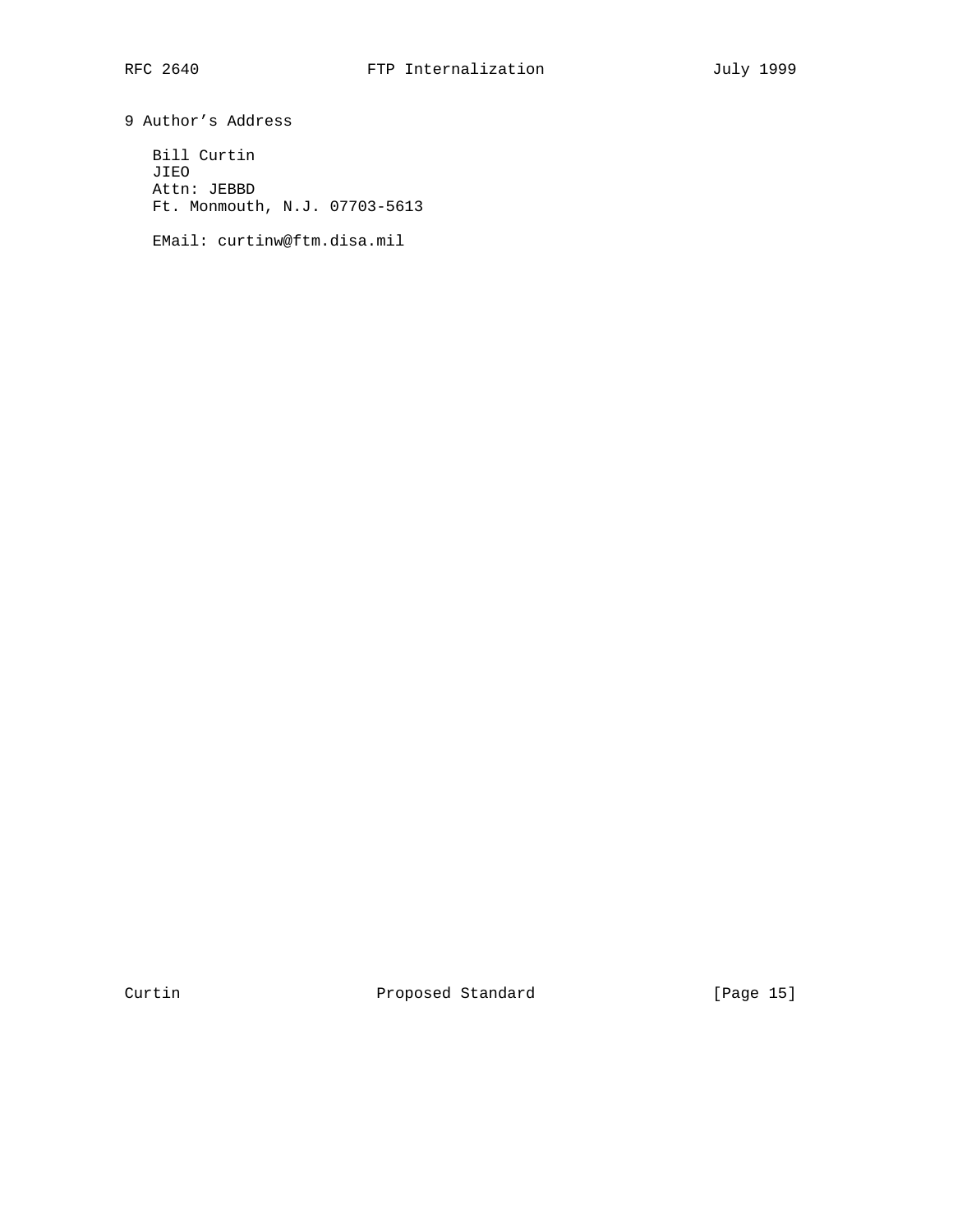## 9 Author's Address

Bill Curtin
JIEO
Attn: JEBBD
Ft. Monmouth, N.J. 07703-5613

EMail: curtinw@ftm.disa.mil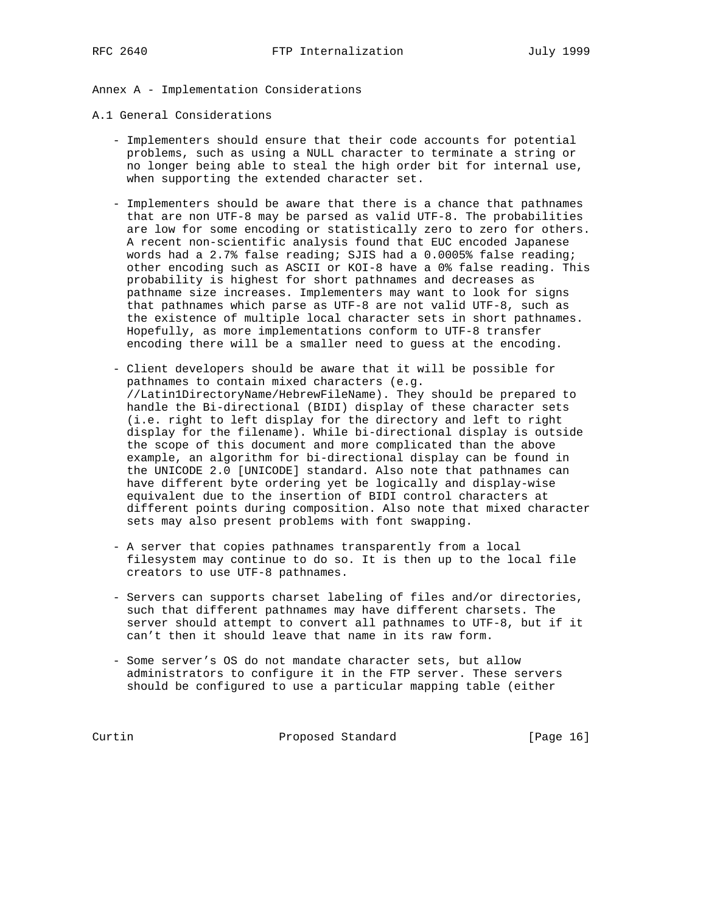# Annex A - Implementation Considerations

## A.1 General Considerations

- Implementers should ensure that their code accounts for potential problems, such as using a NULL character to terminate a string or no longer being able to steal the high order bit for internal use, when supporting the extended character set.

- Implementers should be aware that there is a chance that pathnames that are non UTF-8 may be parsed as valid UTF-8. The probabilities are low for some encoding or statistically zero to zero for others. A recent non-scientific analysis found that EUC encoded Japanese words had a 2.7% false reading; SJIS had a 0.0005% false reading; other encoding such as ASCII or KOI-8 have a 0% false reading. This probability is highest for short pathnames and decreases as pathname size increases. Implementers may want to look for signs that pathnames which parse as UTF-8 are not valid UTF-8, such as the existence of multiple local character sets in short pathnames. Hopefully, as more implementations conform to UTF-8 transfer encoding there will be a smaller need to guess at the encoding.

- Client developers should be aware that it will be possible for pathnames to contain mixed characters (e.g. //Latin1DirectoryName/HebrewFileName). They should be prepared to handle the Bi-directional (BIDI) display of these character sets (i.e. right to left display for the directory and left to right display for the filename). While bi-directional display is outside the scope of this document and more complicated than the above example, an algorithm for bi-directional display can be found in the UNICODE 2.0 [UNICODE] standard. Also note that pathnames can have different byte ordering yet be logically and display-wise equivalent due to the insertion of BIDI control characters at different points during composition. Also note that mixed character sets may also present problems with font swapping.

- A server that copies pathnames transparently from a local filesystem may continue to do so. It is then up to the local file creators to use UTF-8 pathnames.

- Servers can supports charset labeling of files and/or directories, such that different pathnames may have different charsets. The server should attempt to convert all pathnames to UTF-8, but if it can't then it should leave that name in its raw form.

- Some server's OS do not mandate character sets, but allow administrators to configure it in the FTP server. These servers should be configured to use a particular mapping table (either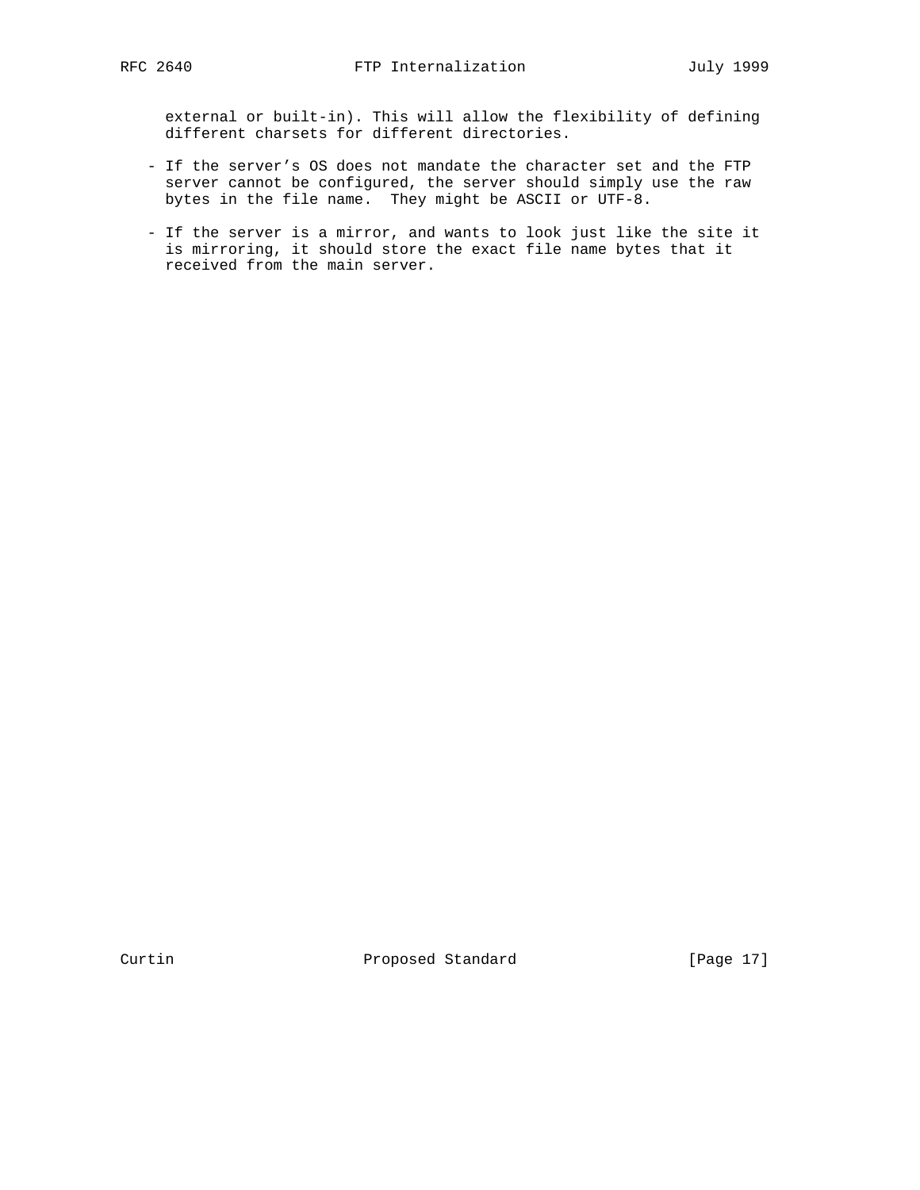external or built-in). This will allow the flexibility of defining different charsets for different directories.

- If the server's OS does not mandate the character set and the FTP server cannot be configured, the server should simply use the raw bytes in the file name. They might be ASCII or UTF-8.

- If the server is a mirror, and wants to look just like the site it is mirroring, it should store the exact file name bytes that it received from the main server.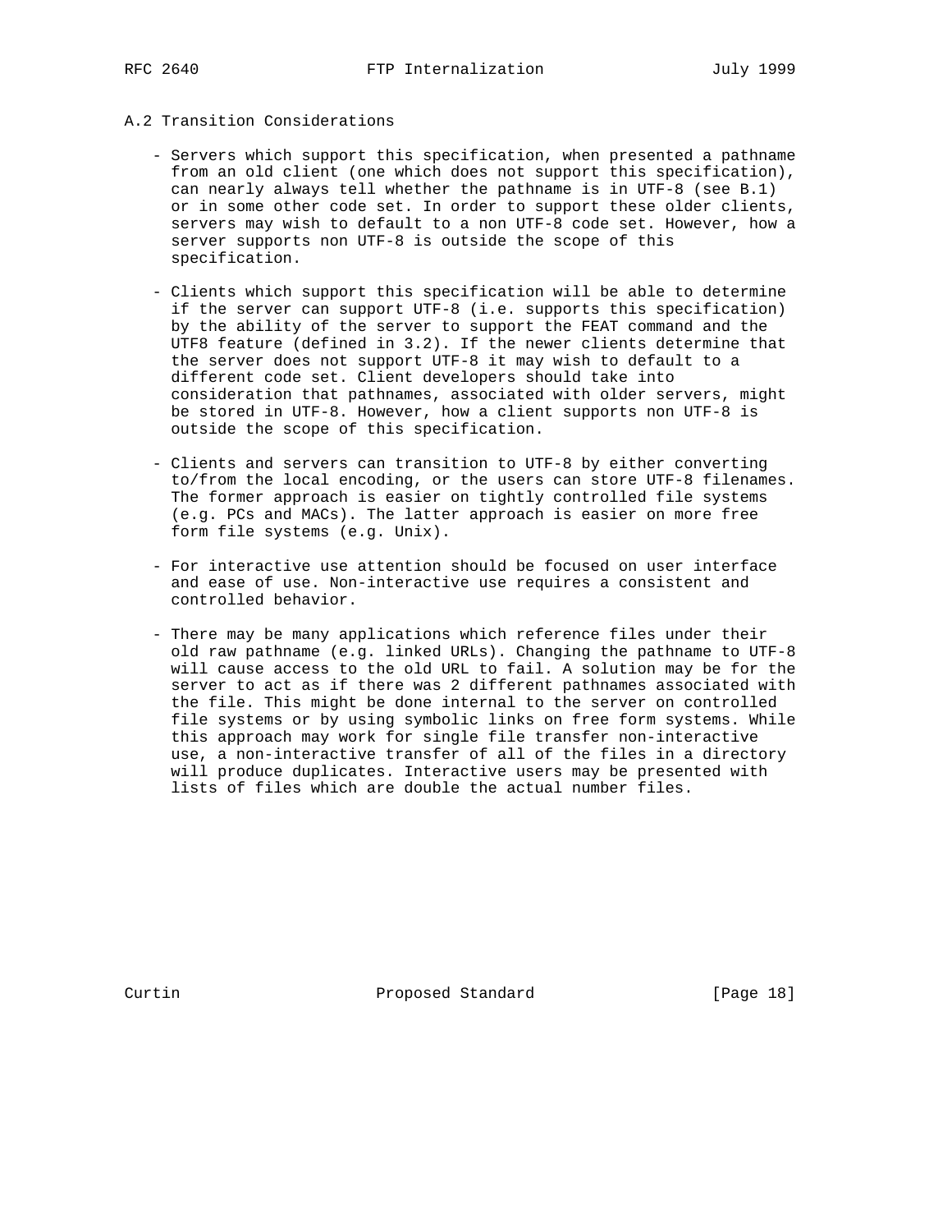### A.2 Transition Considerations

- Servers which support this specification, when presented a pathname from an old client (one which does not support this specification), can nearly always tell whether the pathname is in UTF-8 (see B.1) or in some other code set. In order to support these older clients, servers may wish to default to a non UTF-8 code set. However, how a server supports non UTF-8 is outside the scope of this specification.

- Clients which support this specification will be able to determine if the server can support UTF-8 (i.e. supports this specification) by the ability of the server to support the FEAT command and the UTF8 feature (defined in 3.2). If the newer clients determine that the server does not support UTF-8 it may wish to default to a different code set. Client developers should take into consideration that pathnames, associated with older servers, might be stored in UTF-8. However, how a client supports non UTF-8 is outside the scope of this specification.

- Clients and servers can transition to UTF-8 by either converting to/from the local encoding, or the users can store UTF-8 filenames. The former approach is easier on tightly controlled file systems (e.g. PCs and MACs). The latter approach is easier on more free form file systems (e.g. Unix).

- For interactive use attention should be focused on user interface and ease of use. Non-interactive use requires a consistent and controlled behavior.

- There may be many applications which reference files under their old raw pathname (e.g. linked URLs). Changing the pathname to UTF-8 will cause access to the old URL to fail. A solution may be for the server to act as if there was 2 different pathnames associated with the file. This might be done internal to the server on controlled file systems or by using symbolic links on free form systems. While this approach may work for single file transfer non-interactive use, a non-interactive transfer of all of the files in a directory will produce duplicates. Interactive users may be presented with lists of files which are double the actual number files.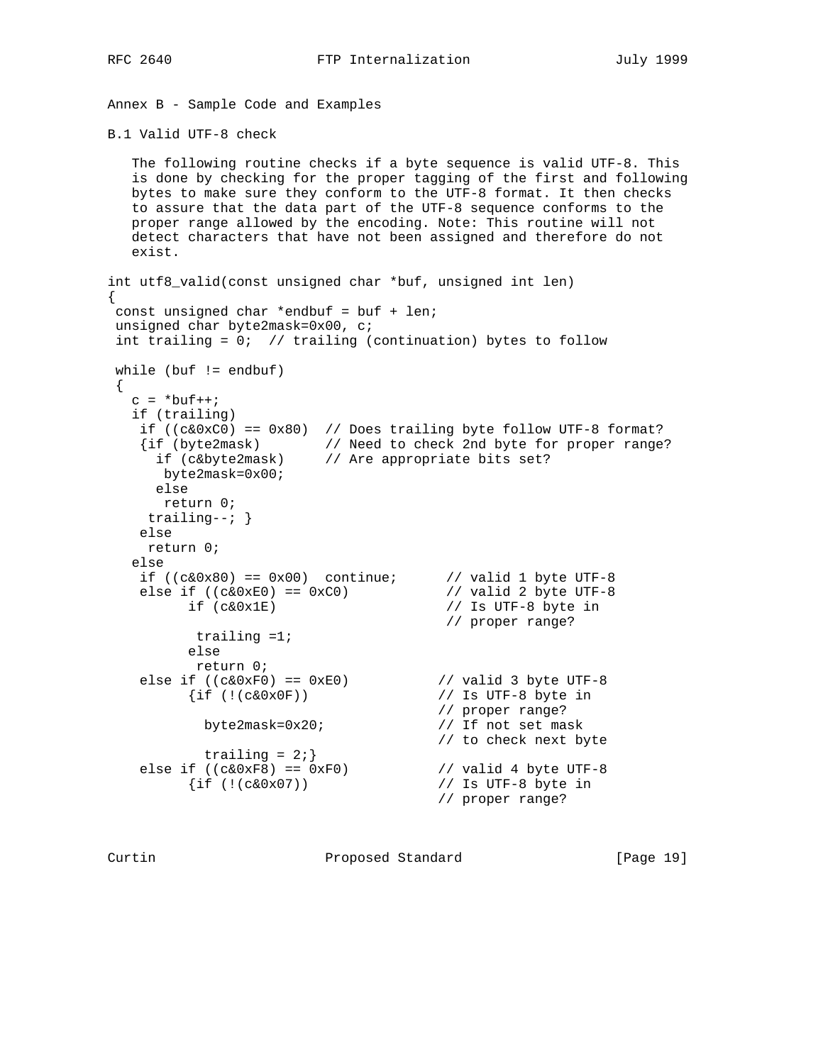# Annex B - Sample Code and Examples

## B.1 Valid UTF-8 check

The following routine checks if a byte sequence is valid UTF-8. This is done by checking for the proper tagging of the first and following bytes to make sure they conform to the UTF-8 format. It then checks to assure that the data part of the UTF-8 sequence conforms to the proper range allowed by the encoding. Note: This routine will not detect characters that have not been assigned and therefore do not exist.

```
int utf8_valid(const unsigned char *buf, unsigned int len)
{
 const unsigned char *endbuf = buf + len;
 unsigned char byte2mask=0x00, c;
 int trailing = 0;  // trailing (continuation) bytes to follow

 while (buf != endbuf)
 {
   c = *buf++;
   if (trailing)
    if ((c&0xC0) == 0x80)  // Does trailing byte follow UTF-8 format?
    {if (byte2mask)        // Need to check 2nd byte for proper range?
      if (c&byte2mask)     // Are appropriate bits set?
       byte2mask=0x00;
      else
       return 0;
     trailing--; }
    else
     return 0;
   else
    if ((c&0x80) == 0x00)  continue;      // valid 1 byte UTF-8
    else if ((c&0xE0) == 0xC0)            // valid 2 byte UTF-8
          if (c&0x1E)                     // Is UTF-8 byte in
                                          // proper range?
           trailing =1;
          else
           return 0;
    else if ((c&0xF0) == 0xE0)           // valid 3 byte UTF-8
          {if (!(c&0x0F))                // Is UTF-8 byte in
                                         // proper range?
            byte2mask=0x20;              // If not set mask
                                         // to check next byte
            trailing = 2;}
    else if ((c&0xF8) == 0xF0)           // valid 4 byte UTF-8
          {if (!(c&0x07))                // Is UTF-8 byte in
                                         // proper range?
```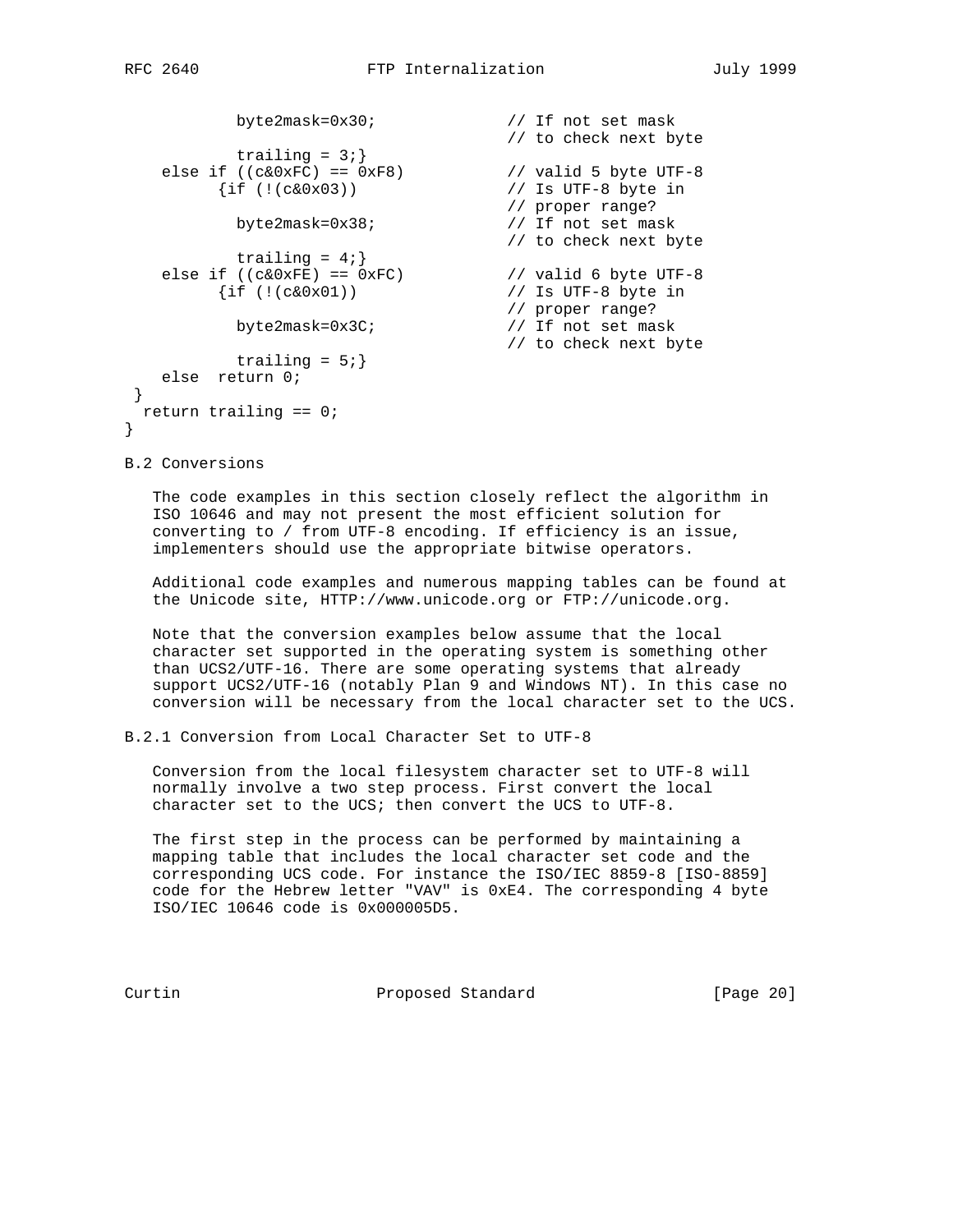```
            byte2mask=0x30;             // If not set mask
                                        // to check next byte
            trailing = 3;}
    else if ((c&0xFC) == 0xF8)          // valid 5 byte UTF-8
          {if (!(c&0x03))               // Is UTF-8 byte in
                                        // proper range?
            byte2mask=0x38;             // If not set mask
                                        // to check next byte
            trailing = 4;}
    else if ((c&0xFE) == 0xFC)          // valid 6 byte UTF-8
          {if (!(c&0x01))               // Is UTF-8 byte in
                                        // proper range?
            byte2mask=0x3C;             // If not set mask
                                        // to check next byte
            trailing = 5;}
    else  return 0;
 }
  return trailing == 0;
}
```

## B.2 Conversions

The code examples in this section closely reflect the algorithm in ISO 10646 and may not present the most efficient solution for converting to / from UTF-8 encoding. If efficiency is an issue, implementers should use the appropriate bitwise operators.

Additional code examples and numerous mapping tables can be found at the Unicode site, HTTP://www.unicode.org or FTP://unicode.org.

Note that the conversion examples below assume that the local character set supported in the operating system is something other than UCS2/UTF-16. There are some operating systems that already support UCS2/UTF-16 (notably Plan 9 and Windows NT). In this case no conversion will be necessary from the local character set to the UCS.

### B.2.1 Conversion from Local Character Set to UTF-8

Conversion from the local filesystem character set to UTF-8 will normally involve a two step process. First convert the local character set to the UCS; then convert the UCS to UTF-8.

The first step in the process can be performed by maintaining a mapping table that includes the local character set code and the corresponding UCS code. For instance the ISO/IEC 8859-8 [ISO-8859] code for the Hebrew letter "VAV" is 0xE4. The corresponding 4 byte ISO/IEC 10646 code is 0x000005D5.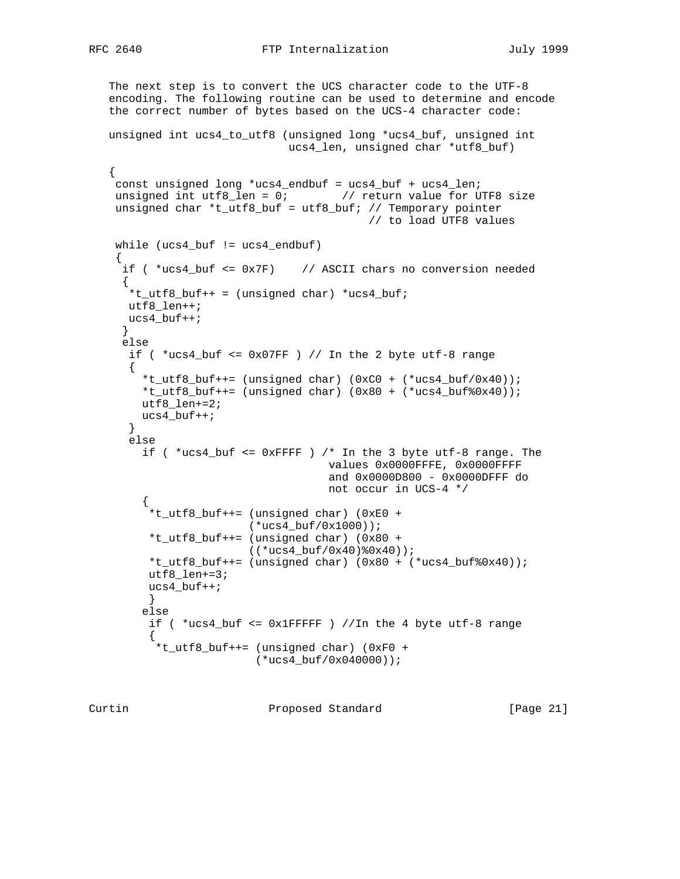The next step is to convert the UCS character code to the UTF-8 encoding. The following routine can be used to determine and encode the correct number of bytes based on the UCS-4 character code:

```
unsigned int ucs4_to_utf8 (unsigned long *ucs4_buf, unsigned int
                           ucs4_len, unsigned char *utf8_buf)

{
 const unsigned long *ucs4_endbuf = ucs4_buf + ucs4_len;
 unsigned int utf8_len = 0;        // return value for UTF8 size
 unsigned char *t_utf8_buf = utf8_buf; // Temporary pointer
                                       // to load UTF8 values

 while (ucs4_buf != ucs4_endbuf)
 {
  if ( *ucs4_buf <= 0x7F)    // ASCII chars no conversion needed
  {
   *t_utf8_buf++ = (unsigned char) *ucs4_buf;
   utf8_len++;
   ucs4_buf++;
  }
  else
   if ( *ucs4_buf <= 0x07FF ) // In the 2 byte utf-8 range
   {
     *t_utf8_buf++= (unsigned char) (0xC0 + (*ucs4_buf/0x40));
     *t_utf8_buf++= (unsigned char) (0x80 + (*ucs4_buf%0x40));
     utf8_len+=2;
     ucs4_buf++;
   }
   else
     if ( *ucs4_buf <= 0xFFFF ) /* In the 3 byte utf-8 range. The
                                 values 0x0000FFFE, 0x0000FFFF
                                 and 0x0000D800 - 0x0000DFFF do
                                 not occur in UCS-4 */
     {
      *t_utf8_buf++= (unsigned char) (0xE0 +
                     (*ucs4_buf/0x1000));
      *t_utf8_buf++= (unsigned char) (0x80 +
                     ((*ucs4_buf/0x40)%0x40));
      *t_utf8_buf++= (unsigned char) (0x80 + (*ucs4_buf%0x40));
      utf8_len+=3;
      ucs4_buf++;
      }
     else
      if ( *ucs4_buf <= 0x1FFFFF ) //In the 4 byte utf-8 range
      {
       *t_utf8_buf++= (unsigned char) (0xF0 +
                      (*ucs4_buf/0x040000));
```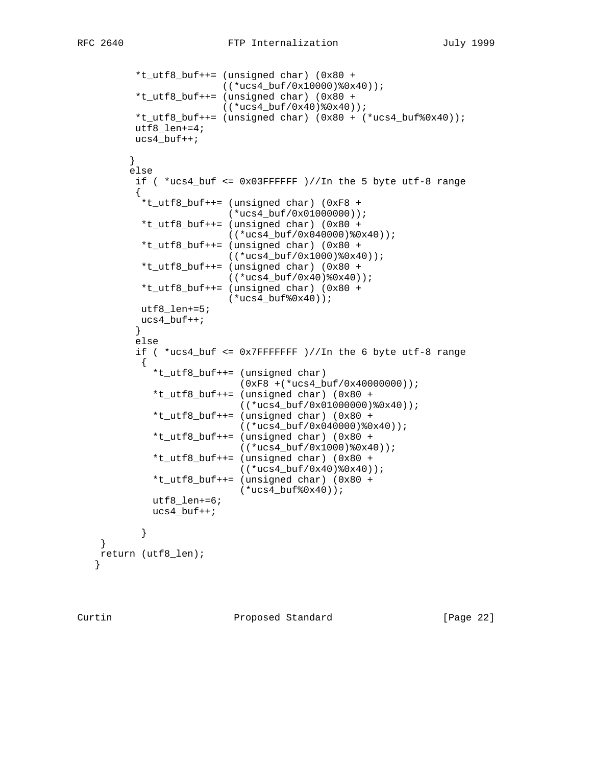```
          *t_utf8_buf++= (unsigned char) (0x80 +
                         ((*ucs4_buf/0x10000)%0x40));
          *t_utf8_buf++= (unsigned char) (0x80 +
                         ((*ucs4_buf/0x40)%0x40));
          *t_utf8_buf++= (unsigned char) (0x80 + (*ucs4_buf%0x40));
          utf8_len+=4;
          ucs4_buf++;

         }
         else
          if ( *ucs4_buf <= 0x03FFFFFF )//In the 5 byte utf-8 range
          {
           *t_utf8_buf++= (unsigned char) (0xF8 +
                          (*ucs4_buf/0x01000000));
           *t_utf8_buf++= (unsigned char) (0x80 +
                          ((*ucs4_buf/0x040000)%0x40));
           *t_utf8_buf++= (unsigned char) (0x80 +
                          ((*ucs4_buf/0x1000)%0x40));
           *t_utf8_buf++= (unsigned char) (0x80 +
                          ((*ucs4_buf/0x40)%0x40));
           *t_utf8_buf++= (unsigned char) (0x80 +
                          (*ucs4_buf%0x40));
           utf8_len+=5;
           ucs4_buf++;
          }
          else
          if ( *ucs4_buf <= 0x7FFFFFFF )//In the 6 byte utf-8 range
           {
             *t_utf8_buf++= (unsigned char)
                            (0xF8 +(*ucs4_buf/0x40000000));
             *t_utf8_buf++= (unsigned char) (0x80 +
                            ((*ucs4_buf/0x01000000)%0x40));
             *t_utf8_buf++= (unsigned char) (0x80 +
                            ((*ucs4_buf/0x040000)%0x40));
             *t_utf8_buf++= (unsigned char) (0x80 +
                            ((*ucs4_buf/0x1000)%0x40));
             *t_utf8_buf++= (unsigned char) (0x80 +
                            ((*ucs4_buf/0x40)%0x40));
             *t_utf8_buf++= (unsigned char) (0x80 +
                            (*ucs4_buf%0x40));
             utf8_len+=6;
             ucs4_buf++;

           }
     }
     return (utf8_len);
    }
```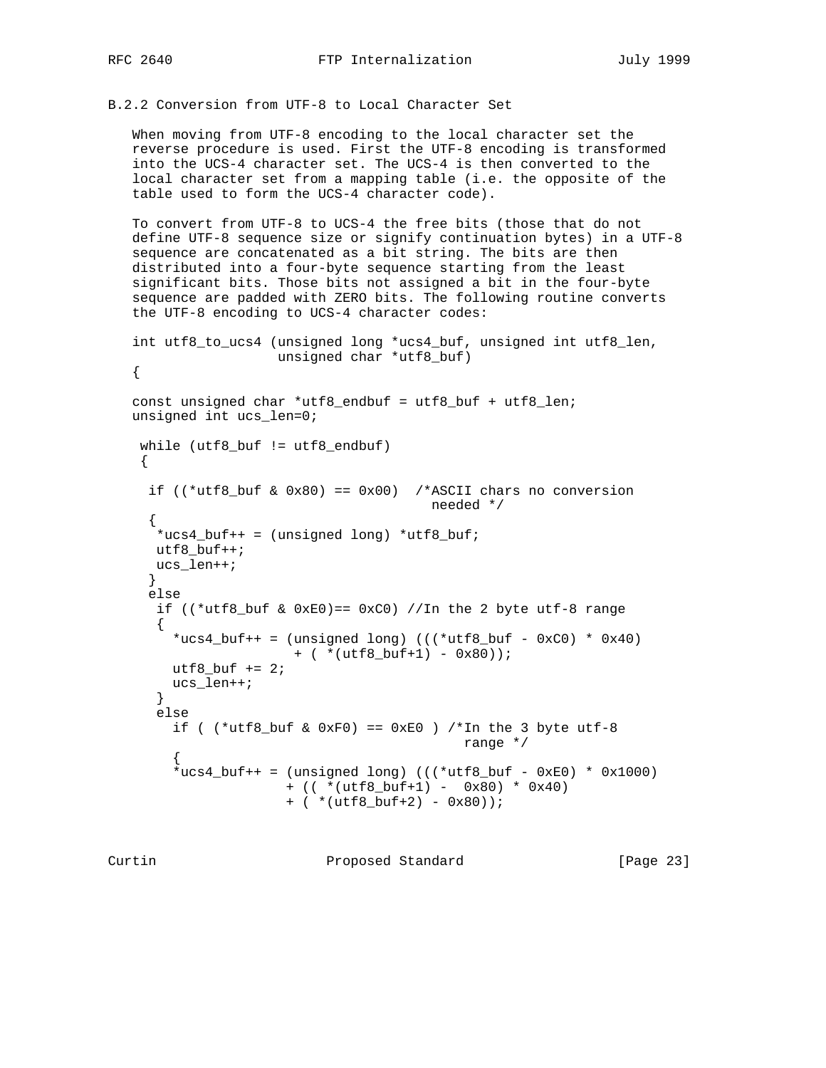### B.2.2 Conversion from UTF-8 to Local Character Set

When moving from UTF-8 encoding to the local character set the reverse procedure is used. First the UTF-8 encoding is transformed into the UCS-4 character set. The UCS-4 is then converted to the local character set from a mapping table (i.e. the opposite of the table used to form the UCS-4 character code).

To convert from UTF-8 to UCS-4 the free bits (those that do not define UTF-8 sequence size or signify continuation bytes) in a UTF-8 sequence are concatenated as a bit string. The bits are then distributed into a four-byte sequence starting from the least significant bits. Those bits not assigned a bit in the four-byte sequence are padded with ZERO bits. The following routine converts the UTF-8 encoding to UCS-4 character codes:

```
int utf8_to_ucs4 (unsigned long *ucs4_buf, unsigned int utf8_len,
                  unsigned char *utf8_buf)
{

const unsigned char *utf8_endbuf = utf8_buf + utf8_len;
unsigned int ucs_len=0;

 while (utf8_buf != utf8_endbuf)
 {

  if ((*utf8_buf & 0x80) == 0x00)  /*ASCII chars no conversion
                                     needed */
  {
   *ucs4_buf++ = (unsigned long) *utf8_buf;
   utf8_buf++;
   ucs_len++;
  }
  else
   if ((*utf8_buf & 0xE0)== 0xC0) //In the 2 byte utf-8 range
   {
     *ucs4_buf++ = (unsigned long) (((*utf8_buf - 0xC0) * 0x40)
                    + ( *(utf8_buf+1) - 0x80));
     utf8_buf += 2;
     ucs_len++;
   }
   else
     if ( (*utf8_buf & 0xF0) == 0xE0 ) /*In the 3 byte utf-8
                                         range */
     {
     *ucs4_buf++ = (unsigned long) (((*utf8_buf - 0xE0) * 0x1000)
                   + (( *(utf8_buf+1) -  0x80) * 0x40)
                   + ( *(utf8_buf+2) - 0x80));
```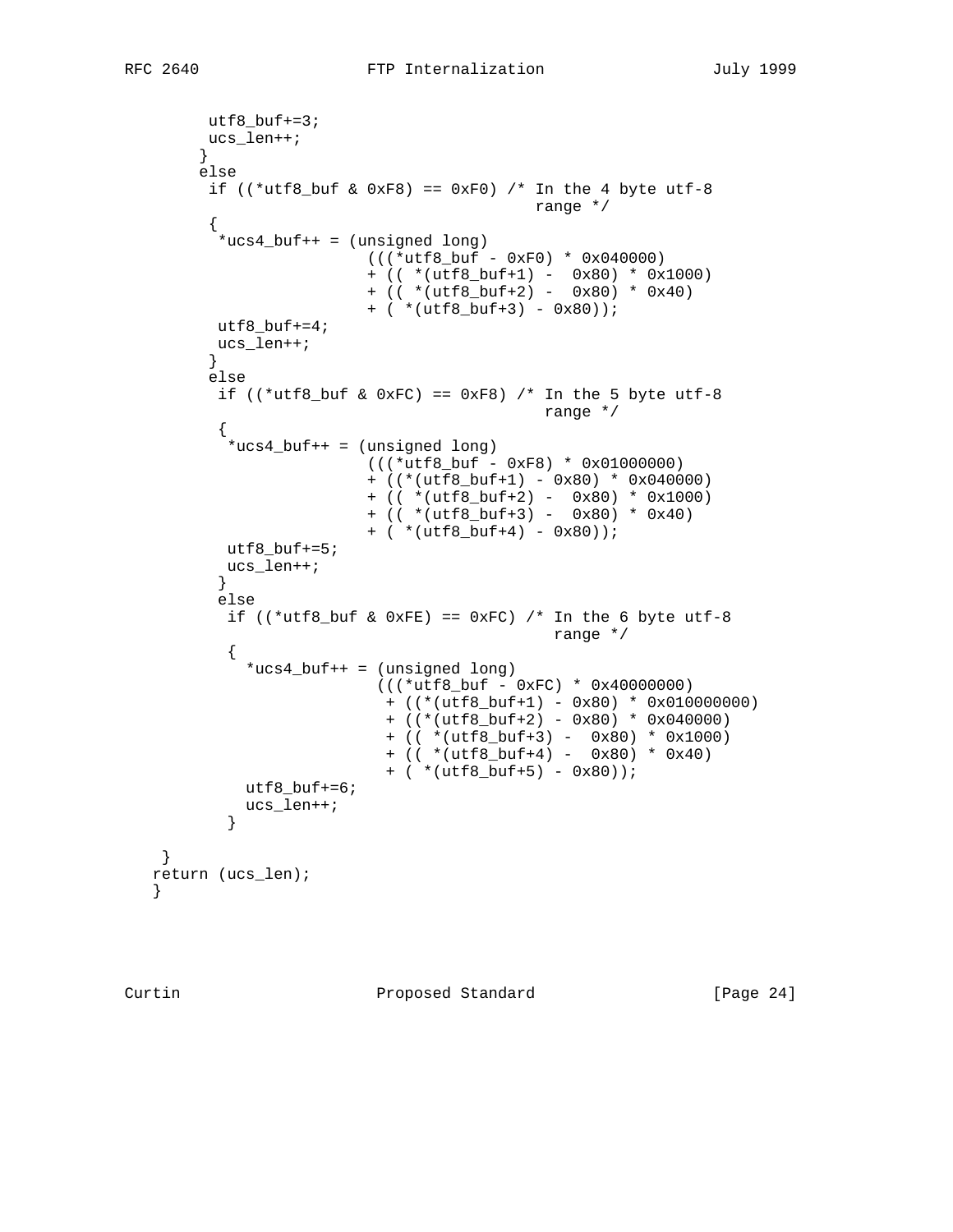```
         utf8_buf+=3;
         ucs_len++;
        }
        else
         if ((*utf8_buf & 0xF8) == 0xF0) /* In the 4 byte utf-8
                                            range */
         {
          *ucs4_buf++ = (unsigned long)
                        (((*utf8_buf - 0xF0) * 0x040000)
                        + (( *(utf8_buf+1) -  0x80) * 0x1000)
                        + (( *(utf8_buf+2) -  0x80) * 0x40)
                        + ( *(utf8_buf+3) - 0x80));
          utf8_buf+=4;
          ucs_len++;
         }
         else
          if ((*utf8_buf & 0xFC) == 0xF8) /* In the 5 byte utf-8
                                             range */
          {
           *ucs4_buf++ = (unsigned long)
                        (((*utf8_buf - 0xF8) * 0x01000000)
                        + ((*(utf8_buf+1) - 0x80) * 0x040000)
                        + (( *(utf8_buf+2) -  0x80) * 0x1000)
                        + (( *(utf8_buf+3) -  0x80) * 0x40)
                        + ( *(utf8_buf+4) - 0x80));
           utf8_buf+=5;
           ucs_len++;
          }
          else
           if ((*utf8_buf & 0xFE) == 0xFC) /* In the 6 byte utf-8
                                              range */
           {
             *ucs4_buf++ = (unsigned long)
                         (((*utf8_buf - 0xFC) * 0x40000000)
                          + ((*(utf8_buf+1) - 0x80) * 0x010000000)
                          + ((*(utf8_buf+2) - 0x80) * 0x040000)
                          + (( *(utf8_buf+3) -  0x80) * 0x1000)
                          + (( *(utf8_buf+4) -  0x80) * 0x40)
                          + ( *(utf8_buf+5) - 0x80));
             utf8_buf+=6;
             ucs_len++;
           }

    }
   return (ucs_len);
   }
```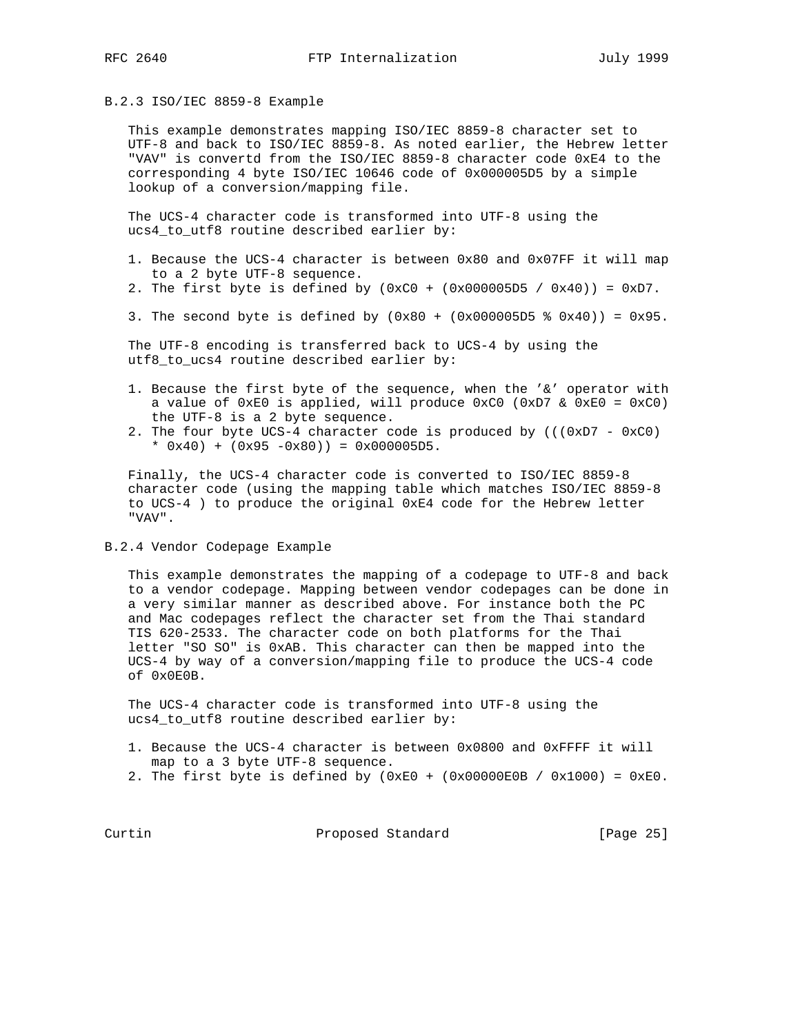### B.2.3 ISO/IEC 8859-8 Example

This example demonstrates mapping ISO/IEC 8859-8 character set to UTF-8 and back to ISO/IEC 8859-8. As noted earlier, the Hebrew letter "VAV" is convertd from the ISO/IEC 8859-8 character code 0xE4 to the corresponding 4 byte ISO/IEC 10646 code of 0x000005D5 by a simple lookup of a conversion/mapping file.

The UCS-4 character code is transformed into UTF-8 using the ucs4_to_utf8 routine described earlier by:

1. Because the UCS-4 character is between 0x80 and 0x07FF it will map to a 2 byte UTF-8 sequence.
2. The first byte is defined by (0xC0 + (0x000005D5 / 0x40)) = 0xD7.
3. The second byte is defined by (0x80 + (0x000005D5 % 0x40)) = 0x95.

The UTF-8 encoding is transferred back to UCS-4 by using the utf8_to_ucs4 routine described earlier by:

1. Because the first byte of the sequence, when the '&' operator with a value of 0xE0 is applied, will produce 0xC0 (0xD7 & 0xE0 = 0xC0) the UTF-8 is a 2 byte sequence.
2. The four byte UCS-4 character code is produced by (((0xD7 - 0xC0) * 0x40) + (0x95 -0x80)) = 0x000005D5.

Finally, the UCS-4 character code is converted to ISO/IEC 8859-8 character code (using the mapping table which matches ISO/IEC 8859-8 to UCS-4 ) to produce the original 0xE4 code for the Hebrew letter "VAV".

### B.2.4 Vendor Codepage Example

This example demonstrates the mapping of a codepage to UTF-8 and back to a vendor codepage. Mapping between vendor codepages can be done in a very similar manner as described above. For instance both the PC and Mac codepages reflect the character set from the Thai standard TIS 620-2533. The character code on both platforms for the Thai letter "SO SO" is 0xAB. This character can then be mapped into the UCS-4 by way of a conversion/mapping file to produce the UCS-4 code of 0x0E0B.

The UCS-4 character code is transformed into UTF-8 using the ucs4_to_utf8 routine described earlier by:

1. Because the UCS-4 character is between 0x0800 and 0xFFFF it will map to a 3 byte UTF-8 sequence.
2. The first byte is defined by (0xE0 + (0x00000E0B / 0x1000) = 0xE0.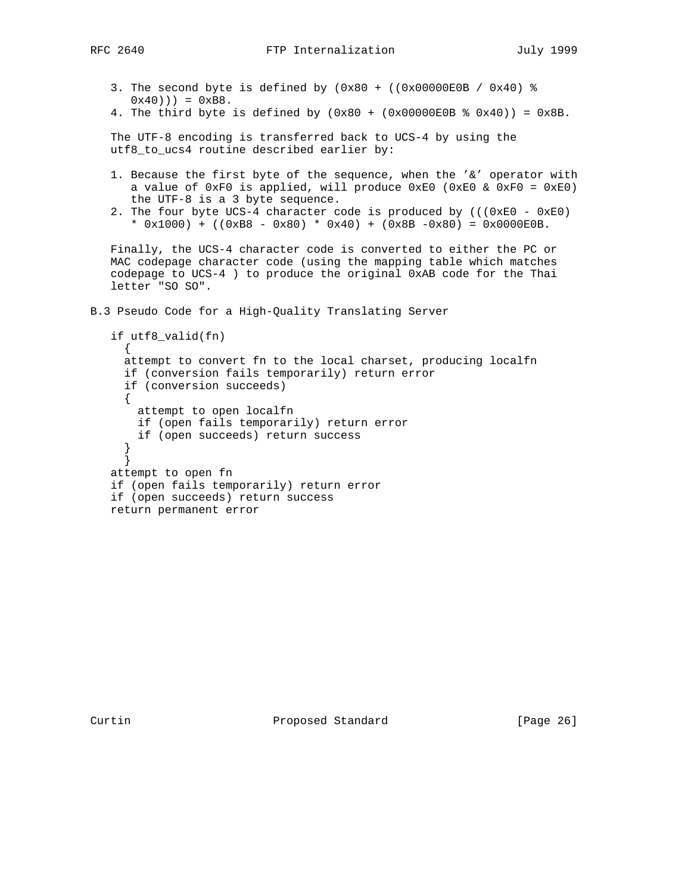3. The second byte is defined by (0x80 + ((0x00000E0B / 0x40) % 0x40))) = 0xB8.
4. The third byte is defined by (0x80 + (0x00000E0B % 0x40)) = 0x8B.

The UTF-8 encoding is transferred back to UCS-4 by using the utf8_to_ucs4 routine described earlier by:

1. Because the first byte of the sequence, when the '&' operator with a value of 0xF0 is applied, will produce 0xE0 (0xE0 & 0xF0 = 0xE0) the UTF-8 is a 3 byte sequence.
2. The four byte UCS-4 character code is produced by (((0xE0 - 0xE0) * 0x1000) + ((0xB8 - 0x80) * 0x40) + (0x8B -0x80) = 0x0000E0B.

Finally, the UCS-4 character code is converted to either the PC or MAC codepage character code (using the mapping table which matches codepage to UCS-4 ) to produce the original 0xAB code for the Thai letter "SO SO".

## B.3 Pseudo Code for a High-Quality Translating Server

```
if utf8_valid(fn)
  {
  attempt to convert fn to the local charset, producing localfn
  if (conversion fails temporarily) return error
  if (conversion succeeds)
  {
    attempt to open localfn
    if (open fails temporarily) return error
    if (open succeeds) return success
  }
  }
attempt to open fn
if (open fails temporarily) return error
if (open succeeds) return success
return permanent error
```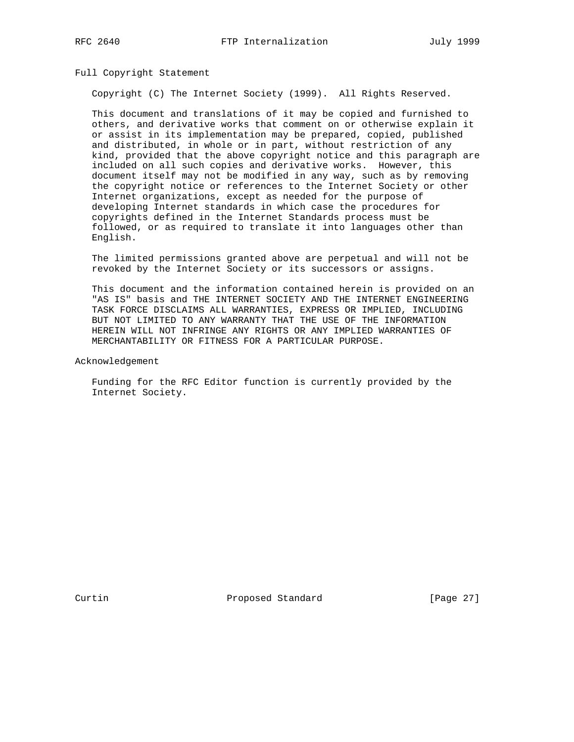## Full Copyright Statement

Copyright (C) The Internet Society (1999). All Rights Reserved.

This document and translations of it may be copied and furnished to others, and derivative works that comment on or otherwise explain it or assist in its implementation may be prepared, copied, published and distributed, in whole or in part, without restriction of any kind, provided that the above copyright notice and this paragraph are included on all such copies and derivative works. However, this document itself may not be modified in any way, such as by removing the copyright notice or references to the Internet Society or other Internet organizations, except as needed for the purpose of developing Internet standards in which case the procedures for copyrights defined in the Internet Standards process must be followed, or as required to translate it into languages other than English.

The limited permissions granted above are perpetual and will not be revoked by the Internet Society or its successors or assigns.

This document and the information contained herein is provided on an "AS IS" basis and THE INTERNET SOCIETY AND THE INTERNET ENGINEERING TASK FORCE DISCLAIMS ALL WARRANTIES, EXPRESS OR IMPLIED, INCLUDING BUT NOT LIMITED TO ANY WARRANTY THAT THE USE OF THE INFORMATION HEREIN WILL NOT INFRINGE ANY RIGHTS OR ANY IMPLIED WARRANTIES OF MERCHANTABILITY OR FITNESS FOR A PARTICULAR PURPOSE.

## Acknowledgement

Funding for the RFC Editor function is currently provided by the Internet Society.